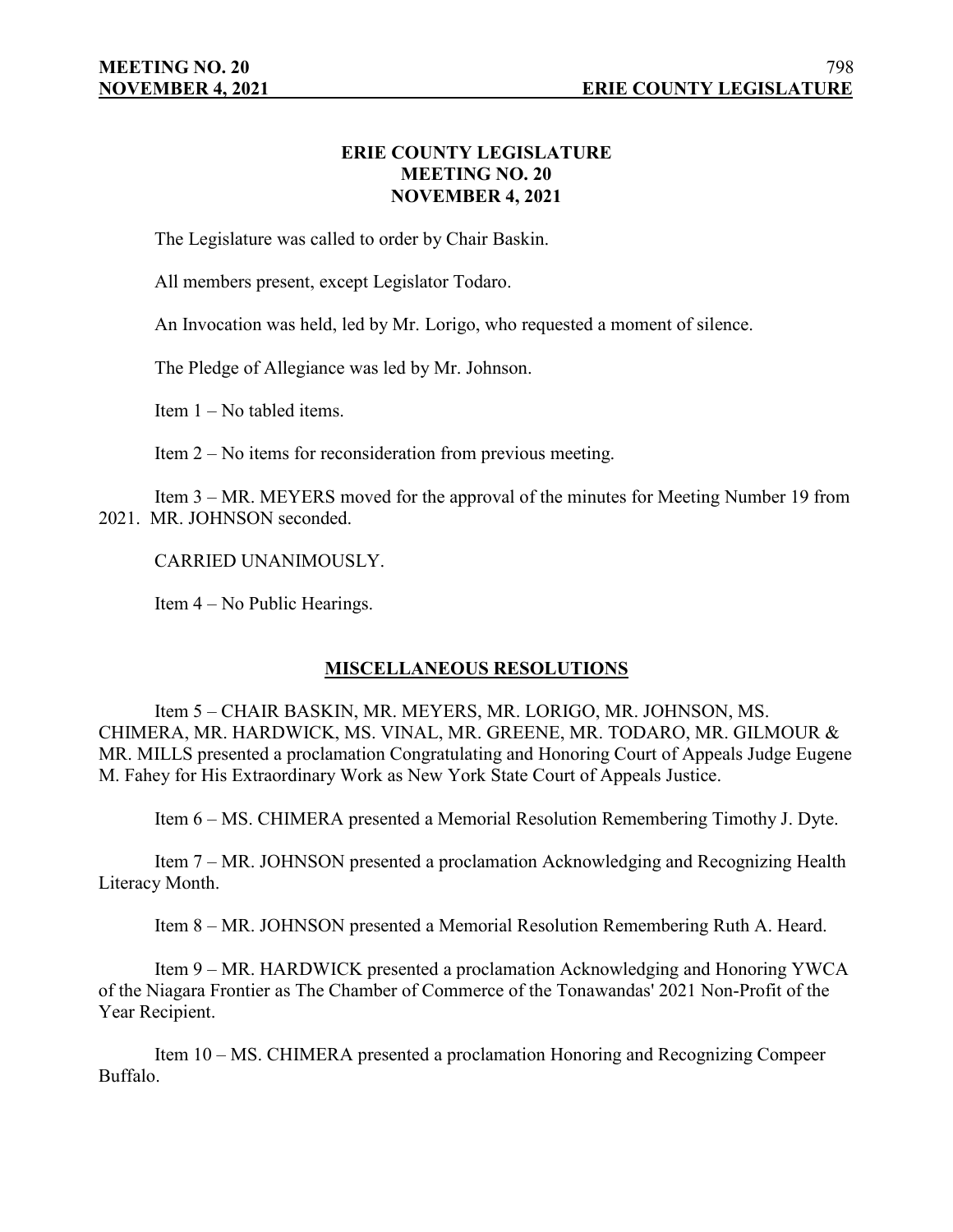# ERIE COUNTY LEGISLATURE
## MEETING NO. 20
## NOVEMBER 4, 2021

The Legislature was called to order by Chair Baskin.

All members present, except Legislator Todaro.

An Invocation was held, led by Mr. Lorigo, who requested a moment of silence.

The Pledge of Allegiance was led by Mr. Johnson.

Item 1 – No tabled items.

Item 2 – No items for reconsideration from previous meeting.

Item 3 – MR. MEYERS moved for the approval of the minutes for Meeting Number 19 from 2021. MR. JOHNSON seconded.

CARRIED UNANIMOUSLY.

Item 4 – No Public Hearings.

## MISCELLANEOUS RESOLUTIONS

Item 5 – CHAIR BASKIN, MR. MEYERS, MR. LORIGO, MR. JOHNSON, MS. CHIMERA, MR. HARDWICK, MS. VINAL, MR. GREENE, MR. TODARO, MR. GILMOUR & MR. MILLS presented a proclamation Congratulating and Honoring Court of Appeals Judge Eugene M. Fahey for His Extraordinary Work as New York State Court of Appeals Justice.

Item 6 – MS. CHIMERA presented a Memorial Resolution Remembering Timothy J. Dyte.

Item 7 – MR. JOHNSON presented a proclamation Acknowledging and Recognizing Health Literacy Month.

Item 8 – MR. JOHNSON presented a Memorial Resolution Remembering Ruth A. Heard.

Item 9 – MR. HARDWICK presented a proclamation Acknowledging and Honoring YWCA of the Niagara Frontier as The Chamber of Commerce of the Tonawandas' 2021 Non-Profit of the Year Recipient.

Item 10 – MS. CHIMERA presented a proclamation Honoring and Recognizing Compeer Buffalo.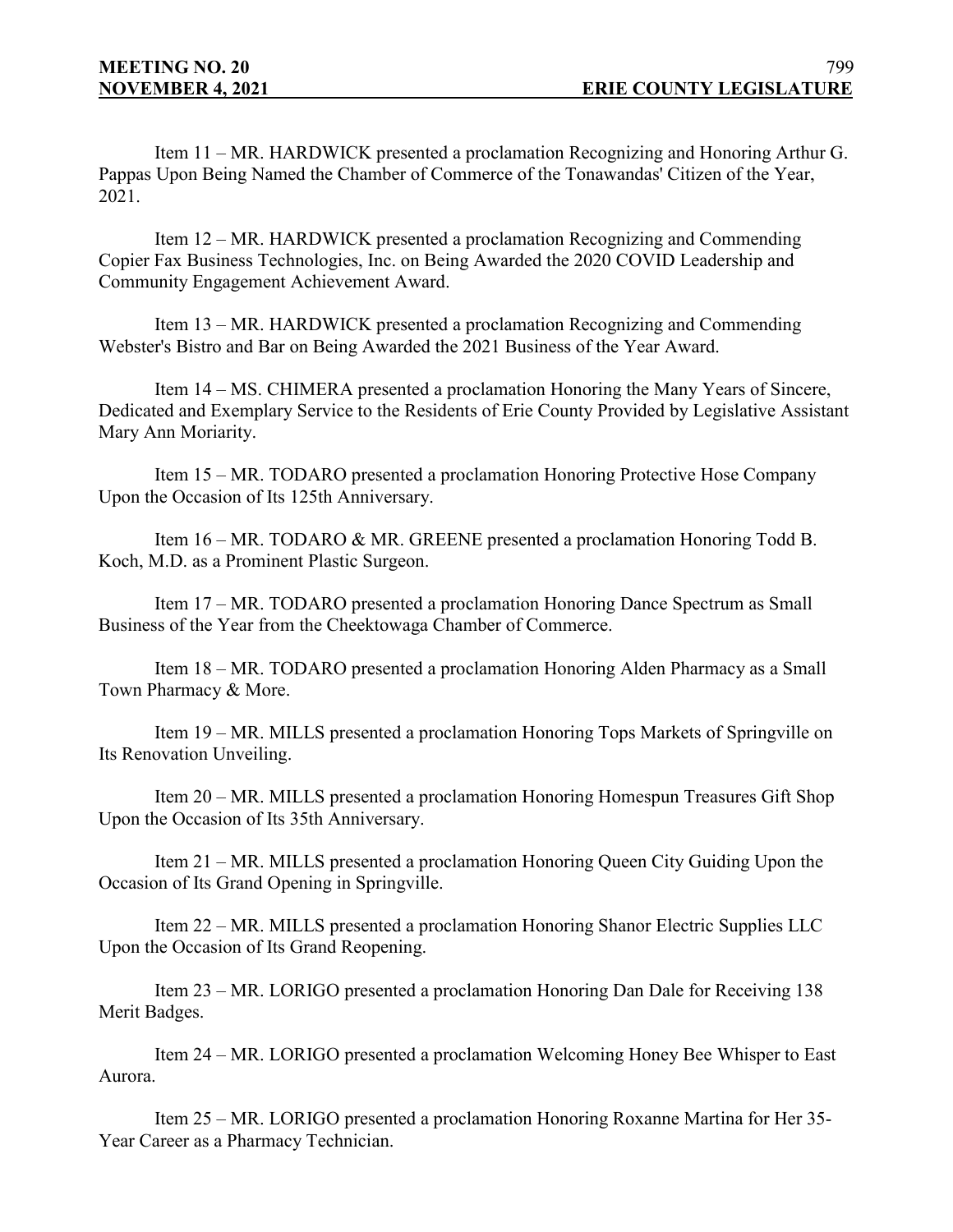Item 11 – MR. HARDWICK presented a proclamation Recognizing and Honoring Arthur G. Pappas Upon Being Named the Chamber of Commerce of the Tonawandas' Citizen of the Year, 2021.

Item 12 – MR. HARDWICK presented a proclamation Recognizing and Commending Copier Fax Business Technologies, Inc. on Being Awarded the 2020 COVID Leadership and Community Engagement Achievement Award.

Item 13 – MR. HARDWICK presented a proclamation Recognizing and Commending Webster's Bistro and Bar on Being Awarded the 2021 Business of the Year Award.

Item 14 – MS. CHIMERA presented a proclamation Honoring the Many Years of Sincere, Dedicated and Exemplary Service to the Residents of Erie County Provided by Legislative Assistant Mary Ann Moriarity.

Item 15 – MR. TODARO presented a proclamation Honoring Protective Hose Company Upon the Occasion of Its 125th Anniversary.

Item 16 – MR. TODARO & MR. GREENE presented a proclamation Honoring Todd B. Koch, M.D. as a Prominent Plastic Surgeon.

Item 17 – MR. TODARO presented a proclamation Honoring Dance Spectrum as Small Business of the Year from the Cheektowaga Chamber of Commerce.

Item 18 – MR. TODARO presented a proclamation Honoring Alden Pharmacy as a Small Town Pharmacy & More.

Item 19 – MR. MILLS presented a proclamation Honoring Tops Markets of Springville on Its Renovation Unveiling.

Item 20 – MR. MILLS presented a proclamation Honoring Homespun Treasures Gift Shop Upon the Occasion of Its 35th Anniversary.

Item 21 – MR. MILLS presented a proclamation Honoring Queen City Guiding Upon the Occasion of Its Grand Opening in Springville.

Item 22 – MR. MILLS presented a proclamation Honoring Shanor Electric Supplies LLC Upon the Occasion of Its Grand Reopening.

Item 23 – MR. LORIGO presented a proclamation Honoring Dan Dale for Receiving 138 Merit Badges.

Item 24 – MR. LORIGO presented a proclamation Welcoming Honey Bee Whisper to East Aurora.

Item 25 – MR. LORIGO presented a proclamation Honoring Roxanne Martina for Her 35-Year Career as a Pharmacy Technician.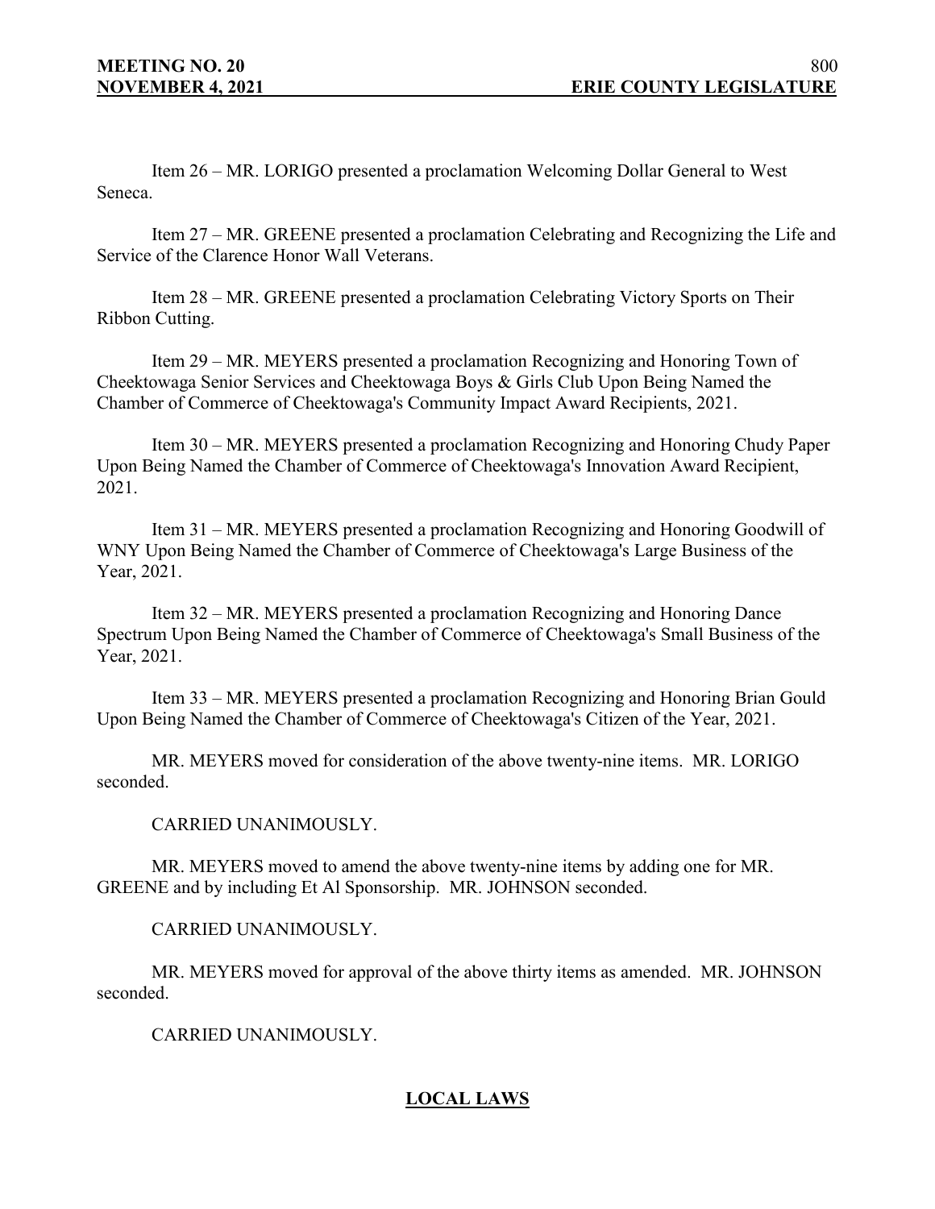Item 26 – MR. LORIGO presented a proclamation Welcoming Dollar General to West Seneca.

Item 27 – MR. GREENE presented a proclamation Celebrating and Recognizing the Life and Service of the Clarence Honor Wall Veterans.

Item 28 – MR. GREENE presented a proclamation Celebrating Victory Sports on Their Ribbon Cutting.

Item 29 – MR. MEYERS presented a proclamation Recognizing and Honoring Town of Cheektowaga Senior Services and Cheektowaga Boys & Girls Club Upon Being Named the Chamber of Commerce of Cheektowaga's Community Impact Award Recipients, 2021.

Item 30 – MR. MEYERS presented a proclamation Recognizing and Honoring Chudy Paper Upon Being Named the Chamber of Commerce of Cheektowaga's Innovation Award Recipient, 2021.

Item 31 – MR. MEYERS presented a proclamation Recognizing and Honoring Goodwill of WNY Upon Being Named the Chamber of Commerce of Cheektowaga's Large Business of the Year, 2021.

Item 32 – MR. MEYERS presented a proclamation Recognizing and Honoring Dance Spectrum Upon Being Named the Chamber of Commerce of Cheektowaga's Small Business of the Year, 2021.

Item 33 – MR. MEYERS presented a proclamation Recognizing and Honoring Brian Gould Upon Being Named the Chamber of Commerce of Cheektowaga's Citizen of the Year, 2021.

MR. MEYERS moved for consideration of the above twenty-nine items. MR. LORIGO seconded.

CARRIED UNANIMOUSLY.

MR. MEYERS moved to amend the above twenty-nine items by adding one for MR. GREENE and by including Et Al Sponsorship. MR. JOHNSON seconded.

CARRIED UNANIMOUSLY.

MR. MEYERS moved for approval of the above thirty items as amended. MR. JOHNSON seconded.

CARRIED UNANIMOUSLY.

## LOCAL LAWS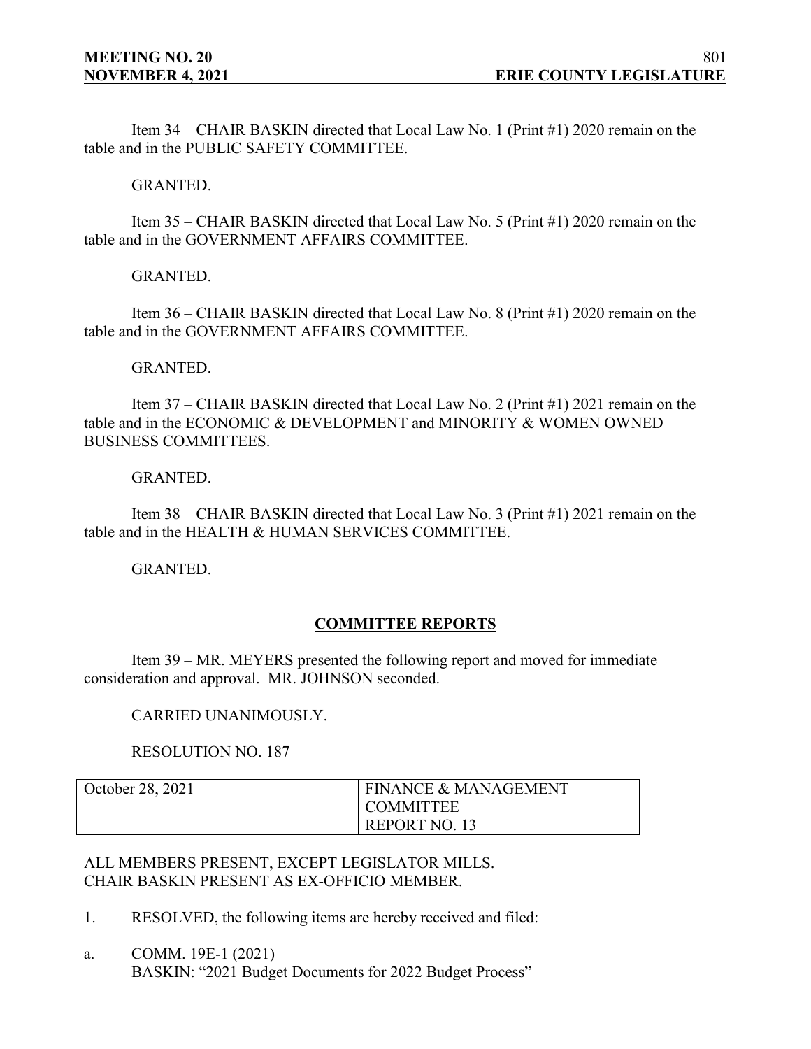Item 34 – CHAIR BASKIN directed that Local Law No. 1 (Print #1) 2020 remain on the table and in the PUBLIC SAFETY COMMITTEE.

GRANTED.

Item 35 – CHAIR BASKIN directed that Local Law No. 5 (Print #1) 2020 remain on the table and in the GOVERNMENT AFFAIRS COMMITTEE.

GRANTED.

Item 36 – CHAIR BASKIN directed that Local Law No. 8 (Print #1) 2020 remain on the table and in the GOVERNMENT AFFAIRS COMMITTEE.

GRANTED.

Item 37 – CHAIR BASKIN directed that Local Law No. 2 (Print #1) 2021 remain on the table and in the ECONOMIC & DEVELOPMENT and MINORITY & WOMEN OWNED BUSINESS COMMITTEES.

GRANTED.

Item 38 – CHAIR BASKIN directed that Local Law No. 3 (Print #1) 2021 remain on the table and in the HEALTH & HUMAN SERVICES COMMITTEE.

GRANTED.

## COMMITTEE REPORTS

Item 39 – MR. MEYERS presented the following report and moved for immediate consideration and approval. MR. JOHNSON seconded.

CARRIED UNANIMOUSLY.

RESOLUTION NO. 187

| October 28, 2021 | FINANCE & MANAGEMENT COMMITTEE REPORT NO. 13 |
|---|---|

ALL MEMBERS PRESENT, EXCEPT LEGISLATOR MILLS.
CHAIR BASKIN PRESENT AS EX-OFFICIO MEMBER.

1. RESOLVED, the following items are hereby received and filed:

a. COMM. 19E-1 (2021)
BASKIN: "2021 Budget Documents for 2022 Budget Process"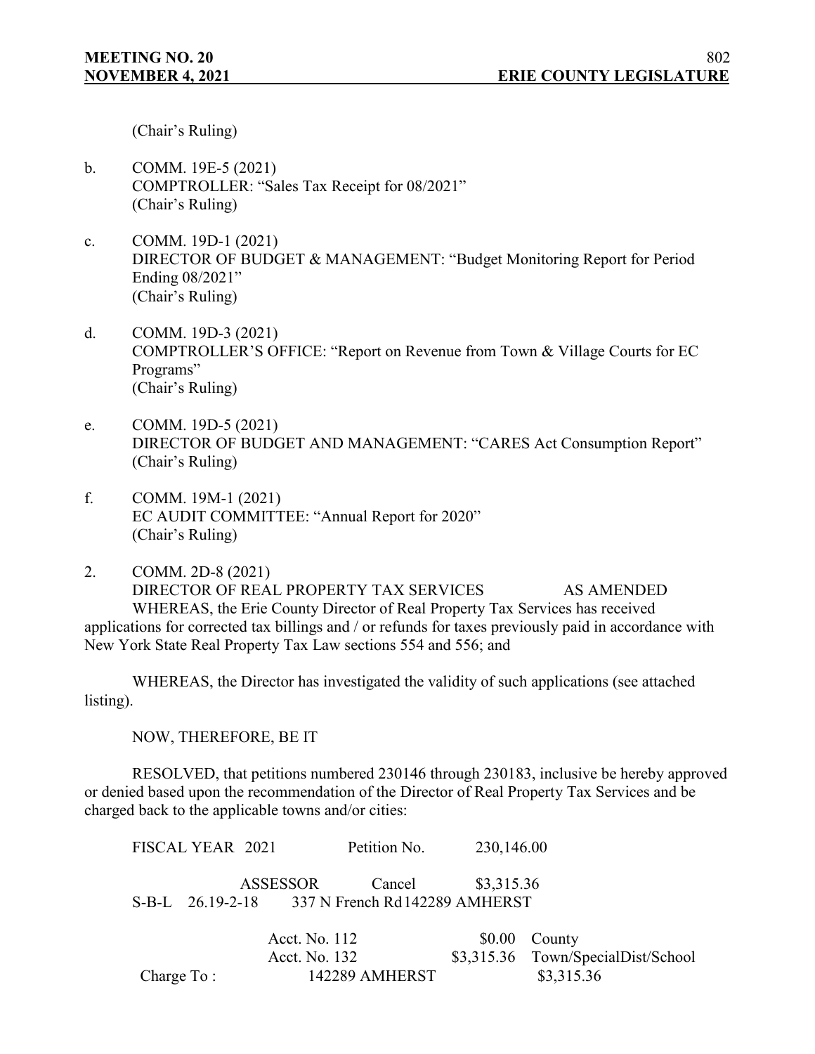(Chair's Ruling)

b. COMM. 19E-5 (2021)
COMPTROLLER: "Sales Tax Receipt for 08/2021"
(Chair's Ruling)

c. COMM. 19D-1 (2021)
DIRECTOR OF BUDGET & MANAGEMENT: "Budget Monitoring Report for Period Ending 08/2021"
(Chair's Ruling)

d. COMM. 19D-3 (2021)
COMPTROLLER'S OFFICE: "Report on Revenue from Town & Village Courts for EC Programs"
(Chair's Ruling)

e. COMM. 19D-5 (2021)
DIRECTOR OF BUDGET AND MANAGEMENT: "CARES Act Consumption Report"
(Chair's Ruling)

f. COMM. 19M-1 (2021)
EC AUDIT COMMITTEE: "Annual Report for 2020"
(Chair's Ruling)

2. COMM. 2D-8 (2021)
DIRECTOR OF REAL PROPERTY TAX SERVICES AS AMENDED

WHEREAS, the Erie County Director of Real Property Tax Services has received applications for corrected tax billings and / or refunds for taxes previously paid in accordance with New York State Real Property Tax Law sections 554 and 556; and

WHEREAS, the Director has investigated the validity of such applications (see attached listing).

NOW, THEREFORE, BE IT

RESOLVED, that petitions numbered 230146 through 230183, inclusive be hereby approved or denied based upon the recommendation of the Director of Real Property Tax Services and be charged back to the applicable towns and/or cities:

FISCAL YEAR 2021 Petition No. 230,146.00

ASSESSOR Cancel $3,315.36
S-B-L 26.19-2-18 337 N French Rd 142289 AMHERST

| | | | |
|---|---|---|---|
| | Acct. No. 112 | $0.00 | County |
| | Acct. No. 132 | $3,315.36 | Town/SpecialDist/School |
| Charge To : | 142289 AMHERST | | $3,315.36 |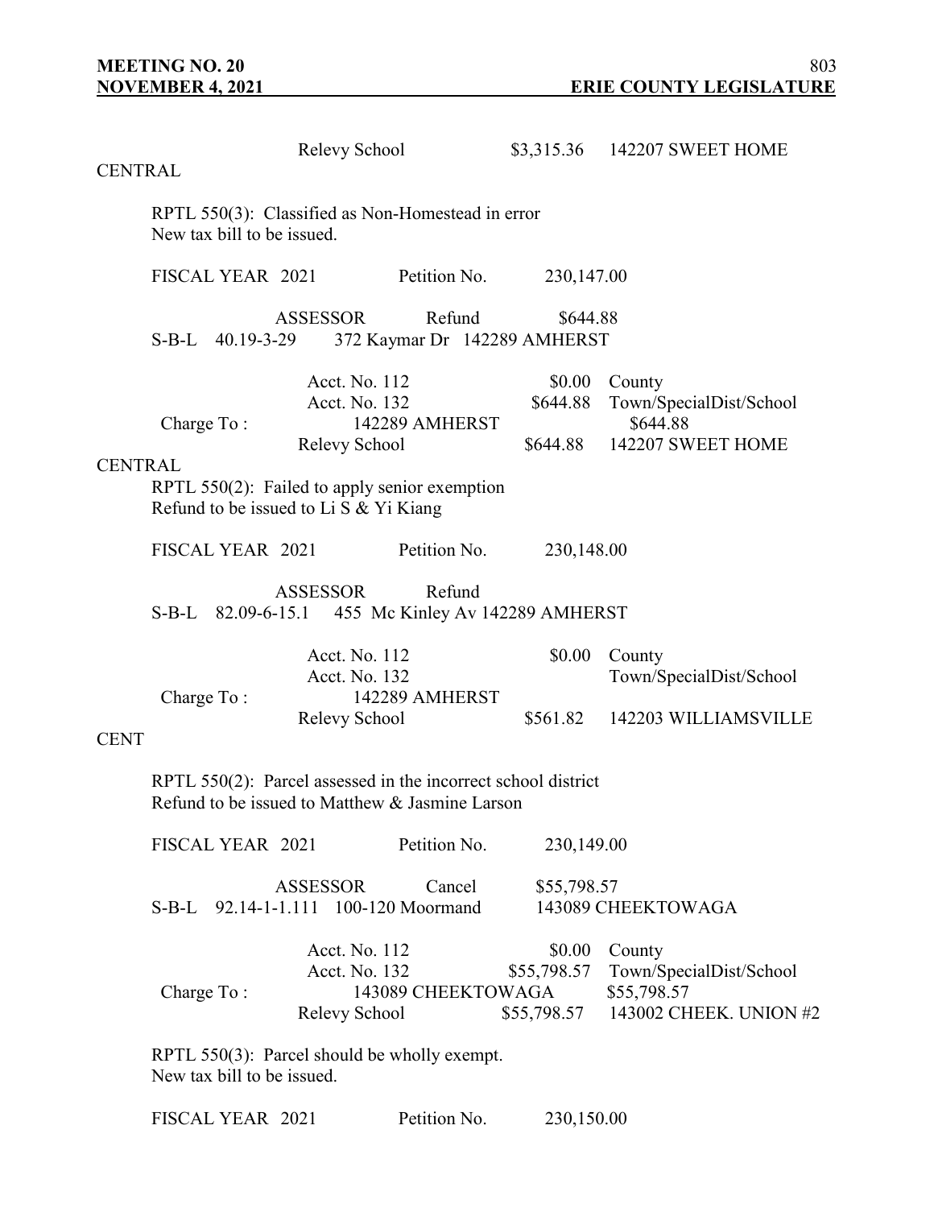Relevy School $3,315.36 142207 SWEET HOME CENTRAL

RPTL 550(3): Classified as Non-Homestead in error
New tax bill to be issued.

FISCAL YEAR 2021 Petition No. 230,147.00

ASSESSOR Refund $644.88
S-B-L 40.19-3-29 372 Kaymar Dr 142289 AMHERST

| | | | |
|---|---|---|---|
| | Acct. No. 112 | $0.00 | County |
| | Acct. No. 132 | $644.88 | Town/SpecialDist/School |
| Charge To : | 142289 AMHERST | | $644.88 |
| | Relevy School | $644.88 | 142207 SWEET HOME CENTRAL |

RPTL 550(2): Failed to apply senior exemption
Refund to be issued to Li S & Yi Kiang

FISCAL YEAR 2021 Petition No. 230,148.00

ASSESSOR Refund
S-B-L 82.09-6-15.1 455 Mc Kinley Av 142289 AMHERST

| | | | |
|---|---|---|---|
| | Acct. No. 112 | $0.00 | County |
| | Acct. No. 132 | | Town/SpecialDist/School |
| Charge To : | 142289 AMHERST | | |
| | Relevy School | $561.82 | 142203 WILLIAMSVILLE CENT |

RPTL 550(2): Parcel assessed in the incorrect school district
Refund to be issued to Matthew & Jasmine Larson

FISCAL YEAR 2021 Petition No. 230,149.00

ASSESSOR Cancel $55,798.57
S-B-L 92.14-1-1.111 100-120 Moormand 143089 CHEEKTOWAGA

| | | | |
|---|---|---|---|
| | Acct. No. 112 | $0.00 | County |
| | Acct. No. 132 | $55,798.57 | Town/SpecialDist/School |
| Charge To : | 143089 CHEEKTOWAGA | | $55,798.57 |
| | Relevy School | $55,798.57 | 143002 CHEEK. UNION #2 |

RPTL 550(3): Parcel should be wholly exempt.
New tax bill to be issued.

FISCAL YEAR 2021 Petition No. 230,150.00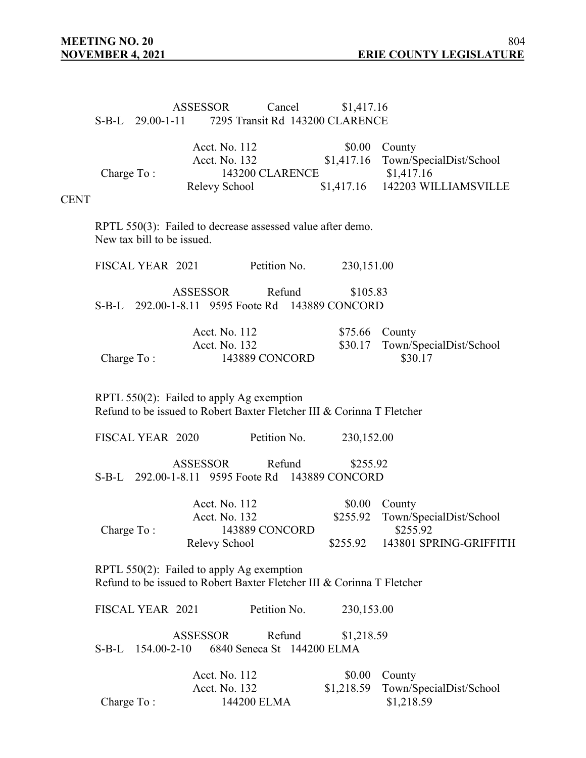ASSESSOR Cancel $1,417.16
S-B-L 29.00-1-11 7295 Transit Rd 143200 CLARENCE

| | | | |
|---|---|---|---|
| | Acct. No. 112 | $0.00 | County |
| | Acct. No. 132 | $1,417.16 | Town/SpecialDist/School |
| Charge To : | 143200 CLARENCE | | $1,417.16 |
| | Relevy School | $1,417.16 | 142203 WILLIAMSVILLE CENT |

RPTL 550(3): Failed to decrease assessed value after demo.
New tax bill to be issued.

FISCAL YEAR 2021 Petition No. 230,151.00

ASSESSOR Refund $105.83
S-B-L 292.00-1-8.11 9595 Foote Rd 143889 CONCORD

| | | | |
|---|---|---|---|
| | Acct. No. 112 | $75.66 | County |
| | Acct. No. 132 | $30.17 | Town/SpecialDist/School |
| Charge To : | 143889 CONCORD | | $30.17 |

RPTL 550(2): Failed to apply Ag exemption
Refund to be issued to Robert Baxter Fletcher III & Corinna T Fletcher

FISCAL YEAR 2020 Petition No. 230,152.00

ASSESSOR Refund $255.92
S-B-L 292.00-1-8.11 9595 Foote Rd 143889 CONCORD

| | | | |
|---|---|---|---|
| | Acct. No. 112 | $0.00 | County |
| | Acct. No. 132 | $255.92 | Town/SpecialDist/School |
| Charge To : | 143889 CONCORD | | $255.92 |
| | Relevy School | $255.92 | 143801 SPRING-GRIFFITH |

RPTL 550(2): Failed to apply Ag exemption
Refund to be issued to Robert Baxter Fletcher III & Corinna T Fletcher

FISCAL YEAR 2021 Petition No. 230,153.00

ASSESSOR Refund $1,218.59
S-B-L 154.00-2-10 6840 Seneca St 144200 ELMA

| | | | |
|---|---|---|---|
| | Acct. No. 112 | $0.00 | County |
| | Acct. No. 132 | $1,218.59 | Town/SpecialDist/School |
| Charge To : | 144200 ELMA | | $1,218.59 |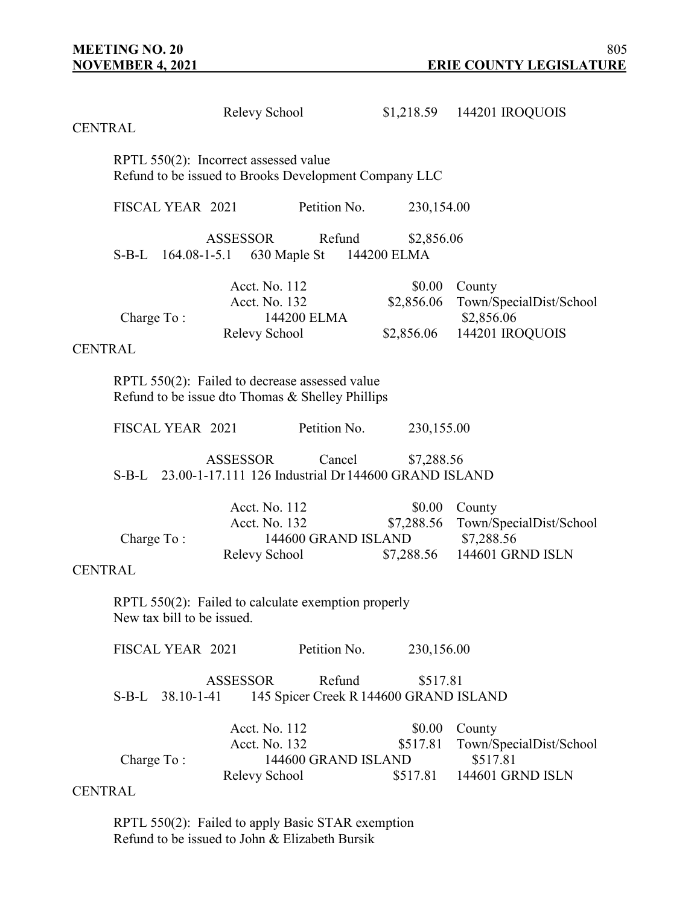Relevy School $1,218.59 144201 IROQUOIS

CENTRAL

RPTL 550(2): Incorrect assessed value
Refund to be issued to Brooks Development Company LLC

FISCAL YEAR 2021 Petition No. 230,154.00

ASSESSOR Refund $2,856.06
S-B-L 164.08-1-5.1 630 Maple St 144200 ELMA

| | | | |
|---|---|---|---|
| | Acct. No. 112 | $0.00 | County |
| | Acct. No. 132 | $2,856.06 | Town/SpecialDist/School |
| Charge To : | 144200 ELMA | | $2,856.06 |
| | Relevy School | $2,856.06 | 144201 IROQUOIS |

CENTRAL

RPTL 550(2): Failed to decrease assessed value
Refund to be issue dto Thomas & Shelley Phillips

FISCAL YEAR 2021 Petition No. 230,155.00

ASSESSOR Cancel $7,288.56
S-B-L 23.00-1-17.111 126 Industrial Dr 144600 GRAND ISLAND

| | | | |
|---|---|---|---|
| | Acct. No. 112 | $0.00 | County |
| | Acct. No. 132 | $7,288.56 | Town/SpecialDist/School |
| Charge To : | 144600 GRAND ISLAND | | $7,288.56 |
| | Relevy School | $7,288.56 | 144601 GRND ISLN |

CENTRAL

RPTL 550(2): Failed to calculate exemption properly
New tax bill to be issued.

FISCAL YEAR 2021 Petition No. 230,156.00

ASSESSOR Refund $517.81
S-B-L 38.10-1-41 145 Spicer Creek R 144600 GRAND ISLAND

| | | | |
|---|---|---|---|
| | Acct. No. 112 | $0.00 | County |
| | Acct. No. 132 | $517.81 | Town/SpecialDist/School |
| Charge To : | 144600 GRAND ISLAND | | $517.81 |
| | Relevy School | $517.81 | 144601 GRND ISLN |

CENTRAL

RPTL 550(2): Failed to apply Basic STAR exemption
Refund to be issued to John & Elizabeth Bursik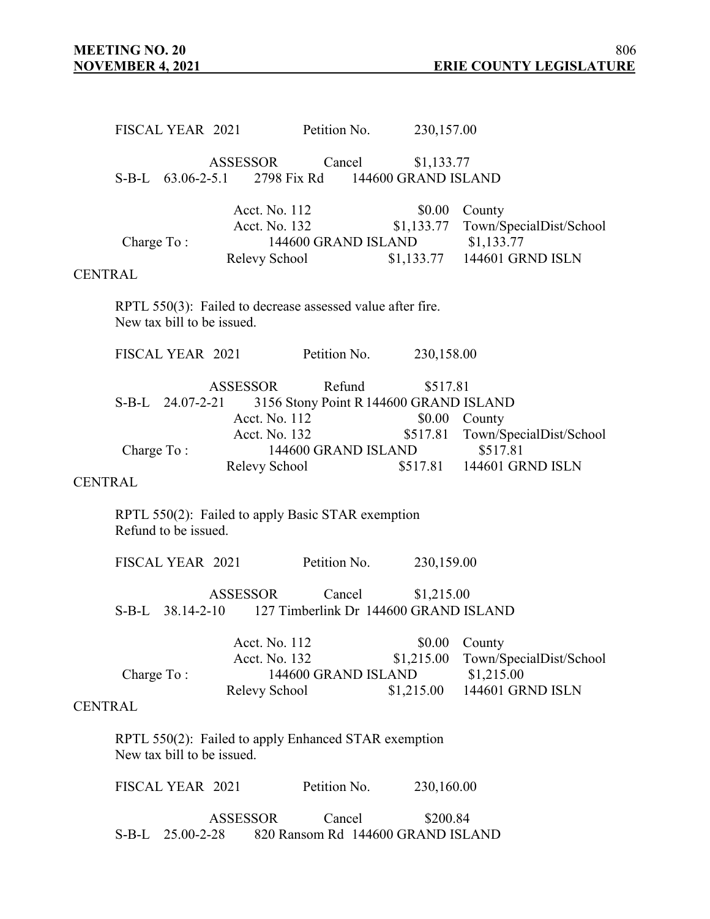FISCAL YEAR 2021 Petition No. 230,157.00

ASSESSOR Cancel $1,133.77
S-B-L 63.06-2-5.1 2798 Fix Rd 144600 GRAND ISLAND

| | | | |
|---|---|---|---|
| | Acct. No. 112 | $0.00 | County |
| | Acct. No. 132 | $1,133.77 | Town/SpecialDist/School |
| Charge To : | 144600 GRAND ISLAND | | $1,133.77 |
| | Relevy School | $1,133.77 | 144601 GRND ISLN |

CENTRAL

RPTL 550(3): Failed to decrease assessed value after fire.
New tax bill to be issued.

FISCAL YEAR 2021 Petition No. 230,158.00

ASSESSOR Refund $517.81
S-B-L 24.07-2-21 3156 Stony Point R 144600 GRAND ISLAND

| | | | |
|---|---|---|---|
| | Acct. No. 112 | $0.00 | County |
| | Acct. No. 132 | $517.81 | Town/SpecialDist/School |
| Charge To : | 144600 GRAND ISLAND | | $517.81 |
| | Relevy School | $517.81 | 144601 GRND ISLN |

CENTRAL

RPTL 550(2): Failed to apply Basic STAR exemption
Refund to be issued.

FISCAL YEAR 2021 Petition No. 230,159.00

ASSESSOR Cancel $1,215.00
S-B-L 38.14-2-10 127 Timberlink Dr 144600 GRAND ISLAND

| | | | |
|---|---|---|---|
| | Acct. No. 112 | $0.00 | County |
| | Acct. No. 132 | $1,215.00 | Town/SpecialDist/School |
| Charge To : | 144600 GRAND ISLAND | | $1,215.00 |
| | Relevy School | $1,215.00 | 144601 GRND ISLN |

CENTRAL

RPTL 550(2): Failed to apply Enhanced STAR exemption
New tax bill to be issued.

FISCAL YEAR 2021 Petition No. 230,160.00

ASSESSOR Cancel $200.84
S-B-L 25.00-2-28 820 Ransom Rd 144600 GRAND ISLAND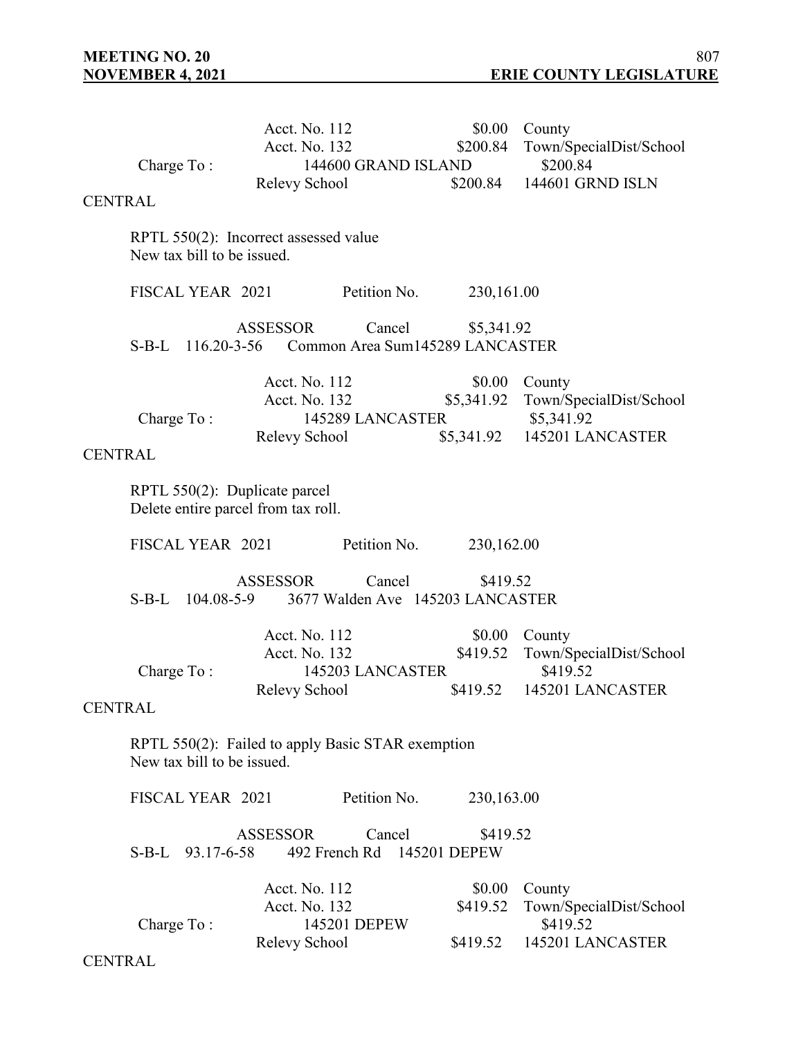| | | | |
|---|---|---|---|
| | Acct. No. 112 | $0.00 | County |
| | Acct. No. 132 | $200.84 | Town/SpecialDist/School |
| Charge To : | 144600 GRAND ISLAND | | $200.84 |
| | Relevy School | $200.84 | 144601 GRND ISLN |

CENTRAL

RPTL 550(2): Incorrect assessed value
New tax bill to be issued.

FISCAL YEAR 2021 Petition No. 230,161.00

ASSESSOR Cancel $5,341.92
S-B-L 116.20-3-56 Common Area Sum145289 LANCASTER

| | | | |
|---|---|---|---|
| | Acct. No. 112 | $0.00 | County |
| | Acct. No. 132 | $5,341.92 | Town/SpecialDist/School |
| Charge To : | 145289 LANCASTER | | $5,341.92 |
| | Relevy School | $5,341.92 | 145201 LANCASTER |

CENTRAL

RPTL 550(2): Duplicate parcel
Delete entire parcel from tax roll.

FISCAL YEAR 2021 Petition No. 230,162.00

ASSESSOR Cancel $419.52
S-B-L 104.08-5-9 3677 Walden Ave 145203 LANCASTER

| | | | |
|---|---|---|---|
| | Acct. No. 112 | $0.00 | County |
| | Acct. No. 132 | $419.52 | Town/SpecialDist/School |
| Charge To : | 145203 LANCASTER | | $419.52 |
| | Relevy School | $419.52 | 145201 LANCASTER |

CENTRAL

RPTL 550(2): Failed to apply Basic STAR exemption
New tax bill to be issued.

FISCAL YEAR 2021 Petition No. 230,163.00

ASSESSOR Cancel $419.52
S-B-L 93.17-6-58 492 French Rd 145201 DEPEW

| | | | |
|---|---|---|---|
| | Acct. No. 112 | $0.00 | County |
| | Acct. No. 132 | $419.52 | Town/SpecialDist/School |
| Charge To : | 145201 DEPEW | | $419.52 |
| | Relevy School | $419.52 | 145201 LANCASTER |

CENTRAL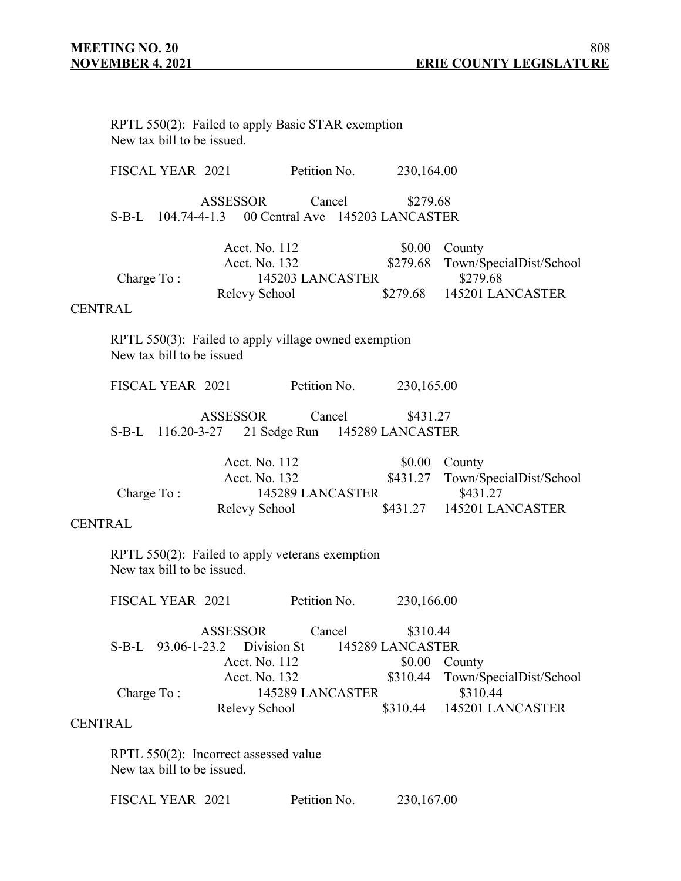RPTL 550(2): Failed to apply Basic STAR exemption
New tax bill to be issued.

FISCAL YEAR 2021 Petition No. 230,164.00

ASSESSOR Cancel $279.68
S-B-L 104.74-4-1.3 00 Central Ave 145203 LANCASTER

| | | | |
|---|---|---|---|
| | Acct. No. 112 | $0.00 | County |
| | Acct. No. 132 | $279.68 | Town/SpecialDist/School |
| Charge To : | 145203 LANCASTER | | $279.68 |
| | Relevy School | $279.68 | 145201 LANCASTER |

CENTRAL

RPTL 550(3): Failed to apply village owned exemption
New tax bill to be issued

FISCAL YEAR 2021 Petition No. 230,165.00

ASSESSOR Cancel $431.27
S-B-L 116.20-3-27 21 Sedge Run 145289 LANCASTER

| | | | |
|---|---|---|---|
| | Acct. No. 112 | $0.00 | County |
| | Acct. No. 132 | $431.27 | Town/SpecialDist/School |
| Charge To : | 145289 LANCASTER | | $431.27 |
| | Relevy School | $431.27 | 145201 LANCASTER |

CENTRAL

RPTL 550(2): Failed to apply veterans exemption
New tax bill to be issued.

FISCAL YEAR 2021 Petition No. 230,166.00

ASSESSOR Cancel $310.44
S-B-L 93.06-1-23.2 Division St 145289 LANCASTER

| | | | |
|---|---|---|---|
| | Acct. No. 112 | $0.00 | County |
| | Acct. No. 132 | $310.44 | Town/SpecialDist/School |
| Charge To : | 145289 LANCASTER | | $310.44 |
| | Relevy School | $310.44 | 145201 LANCASTER |

CENTRAL

RPTL 550(2): Incorrect assessed value
New tax bill to be issued.

FISCAL YEAR 2021 Petition No. 230,167.00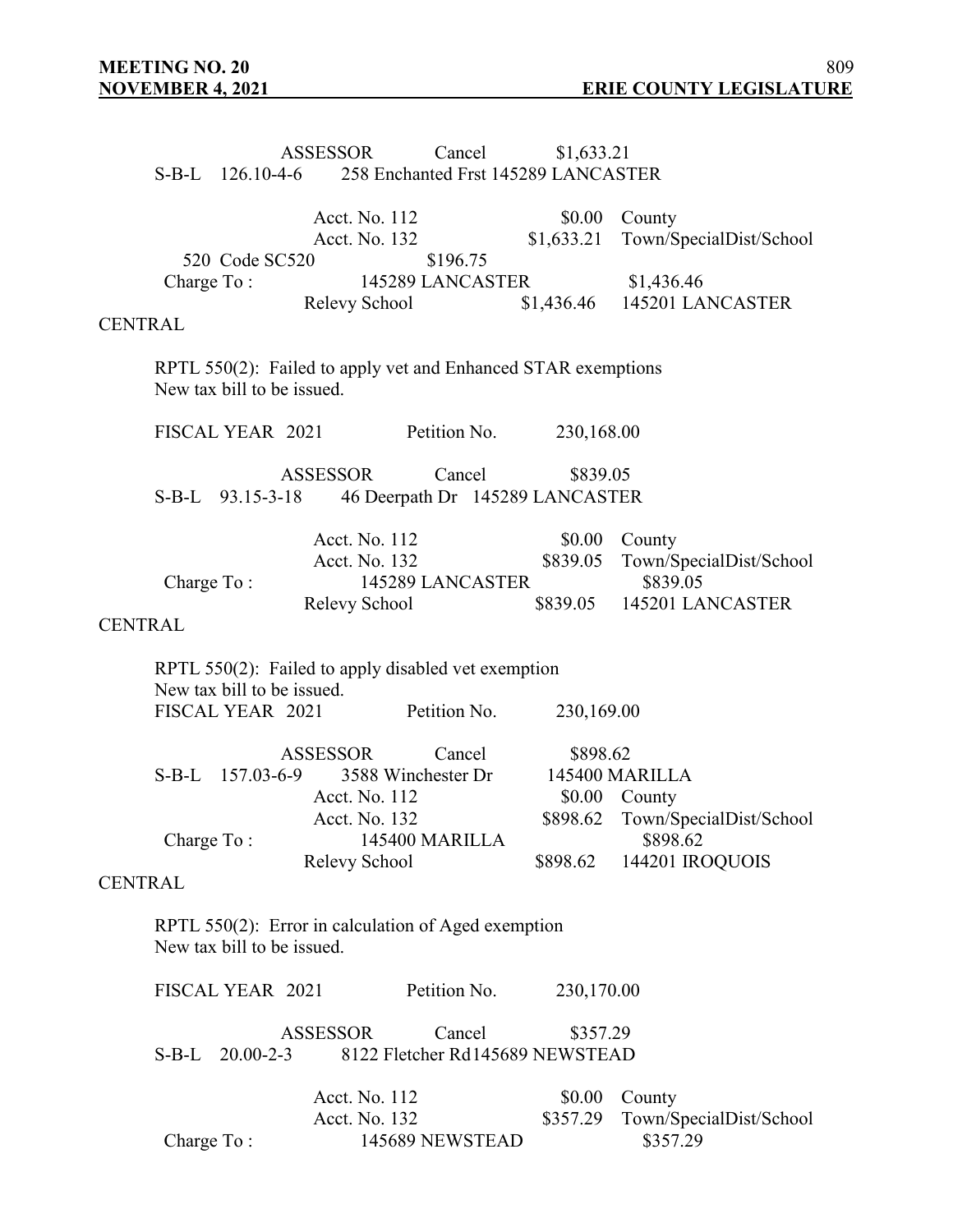ASSESSOR Cancel $1,633.21
S-B-L 126.10-4-6 258 Enchanted Frst 145289 LANCASTER

Acct. No. 112 $0.00 County
Acct. No. 132 $1,633.21 Town/SpecialDist/School
520 Code SC520 $196.75
Charge To : 145289 LANCASTER $1,436.46
Relevy School $1,436.46 145201 LANCASTER

CENTRAL

RPTL 550(2): Failed to apply vet and Enhanced STAR exemptions
New tax bill to be issued.

FISCAL YEAR 2021 Petition No. 230,168.00

ASSESSOR Cancel $839.05
S-B-L 93.15-3-18 46 Deerpath Dr 145289 LANCASTER

Acct. No. 112 $0.00 County
Acct. No. 132 $839.05 Town/SpecialDist/School
Charge To : 145289 LANCASTER $839.05
Relevy School $839.05 145201 LANCASTER

CENTRAL

RPTL 550(2): Failed to apply disabled vet exemption
New tax bill to be issued.
FISCAL YEAR 2021 Petition No. 230,169.00

ASSESSOR Cancel $898.62
S-B-L 157.03-6-9 3588 Winchester Dr 145400 MARILLA
Acct. No. 112 $0.00 County
Acct. No. 132 $898.62 Town/SpecialDist/School
Charge To : 145400 MARILLA $898.62
Relevy School $898.62 144201 IROQUOIS

CENTRAL

RPTL 550(2): Error in calculation of Aged exemption
New tax bill to be issued.

FISCAL YEAR 2021 Petition No. 230,170.00

ASSESSOR Cancel $357.29
S-B-L 20.00-2-3 8122 Fletcher Rd145689 NEWSTEAD

Acct. No. 112 $0.00 County
Acct. No. 132 $357.29 Town/SpecialDist/School
Charge To : 145689 NEWSTEAD $357.29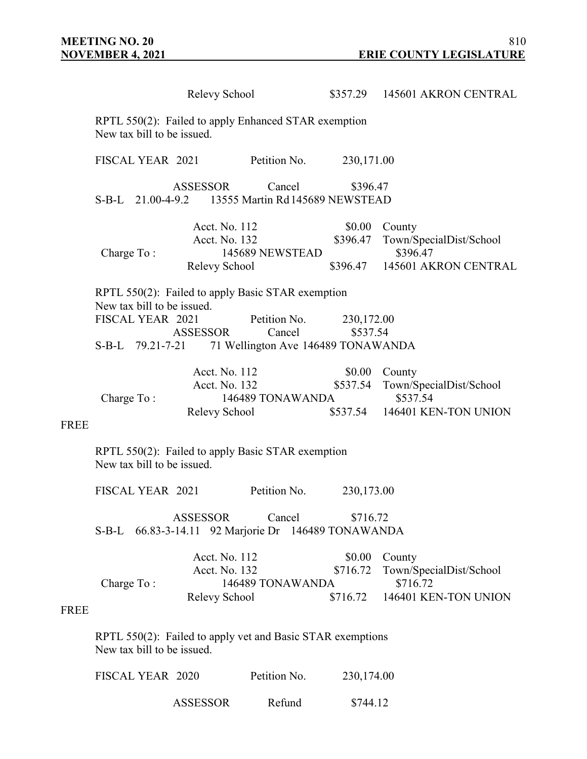Relevy School $357.29 145601 AKRON CENTRAL

RPTL 550(2): Failed to apply Enhanced STAR exemption
New tax bill to be issued.

FISCAL YEAR 2021 Petition No. 230,171.00

ASSESSOR Cancel $396.47
S-B-L 21.00-4-9.2 13555 Martin Rd 145689 NEWSTEAD

| | | | |
|---|---|---|---|
| | Acct. No. 112 | $0.00 | County |
| | Acct. No. 132 | $396.47 | Town/SpecialDist/School |
| Charge To : | 145689 NEWSTEAD | | $396.47 |
| | Relevy School | $396.47 | 145601 AKRON CENTRAL |

RPTL 550(2): Failed to apply Basic STAR exemption
New tax bill to be issued.
FISCAL YEAR 2021 Petition No. 230,172.00
ASSESSOR Cancel $537.54
S-B-L 79.21-7-21 71 Wellington Ave 146489 TONAWANDA

| | | | |
|---|---|---|---|
| | Acct. No. 112 | $0.00 | County |
| | Acct. No. 132 | $537.54 | Town/SpecialDist/School |
| Charge To : | 146489 TONAWANDA | | $537.54 |
| | Relevy School | $537.54 | 146401 KEN-TON UNION |

FREE

RPTL 550(2): Failed to apply Basic STAR exemption
New tax bill to be issued.

FISCAL YEAR 2021 Petition No. 230,173.00

ASSESSOR Cancel $716.72
S-B-L 66.83-3-14.11 92 Marjorie Dr 146489 TONAWANDA

| | | | |
|---|---|---|---|
| | Acct. No. 112 | $0.00 | County |
| | Acct. No. 132 | $716.72 | Town/SpecialDist/School |
| Charge To : | 146489 TONAWANDA | | $716.72 |
| | Relevy School | $716.72 | 146401 KEN-TON UNION |

FREE

RPTL 550(2): Failed to apply vet and Basic STAR exemptions
New tax bill to be issued.

FISCAL YEAR 2020 Petition No. 230,174.00

ASSESSOR Refund $744.12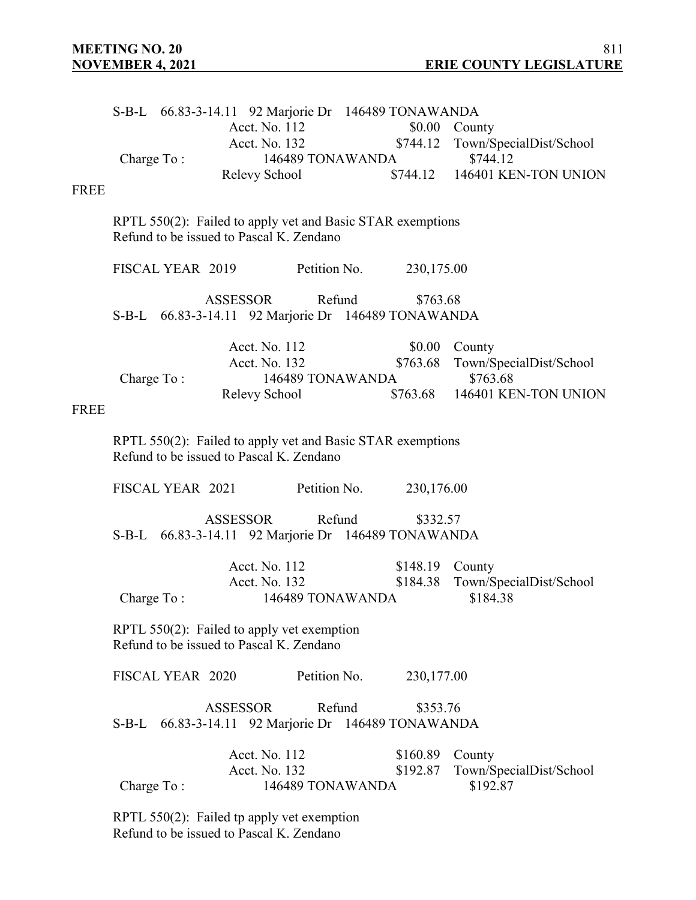S-B-L 66.83-3-14.11 92 Marjorie Dr 146489 TONAWANDA

| | | | |
|---|---|---|---|
| | Acct. No. 112 | $0.00 | County |
| | Acct. No. 132 | $744.12 | Town/SpecialDist/School |
| Charge To : | 146489 TONAWANDA | | $744.12 |
| | Relevy School | $744.12 | 146401 KEN-TON UNION |

FREE

RPTL 550(2): Failed to apply vet and Basic STAR exemptions
Refund to be issued to Pascal K. Zendano

FISCAL YEAR 2019 Petition No. 230,175.00

ASSESSOR Refund $763.68
S-B-L 66.83-3-14.11 92 Marjorie Dr 146489 TONAWANDA

| | | | |
|---|---|---|---|
| | Acct. No. 112 | $0.00 | County |
| | Acct. No. 132 | $763.68 | Town/SpecialDist/School |
| Charge To : | 146489 TONAWANDA | | $763.68 |
| | Relevy School | $763.68 | 146401 KEN-TON UNION |

FREE

RPTL 550(2): Failed to apply vet and Basic STAR exemptions
Refund to be issued to Pascal K. Zendano

FISCAL YEAR 2021 Petition No. 230,176.00

ASSESSOR Refund $332.57
S-B-L 66.83-3-14.11 92 Marjorie Dr 146489 TONAWANDA

| | | | |
|---|---|---|---|
| | Acct. No. 112 | $148.19 | County |
| | Acct. No. 132 | $184.38 | Town/SpecialDist/School |
| Charge To : | 146489 TONAWANDA | | $184.38 |

RPTL 550(2): Failed to apply vet exemption
Refund to be issued to Pascal K. Zendano

FISCAL YEAR 2020 Petition No. 230,177.00

ASSESSOR Refund $353.76
S-B-L 66.83-3-14.11 92 Marjorie Dr 146489 TONAWANDA

| | | | |
|---|---|---|---|
| | Acct. No. 112 | $160.89 | County |
| | Acct. No. 132 | $192.87 | Town/SpecialDist/School |
| Charge To : | 146489 TONAWANDA | | $192.87 |

RPTL 550(2): Failed tp apply vet exemption
Refund to be issued to Pascal K. Zendano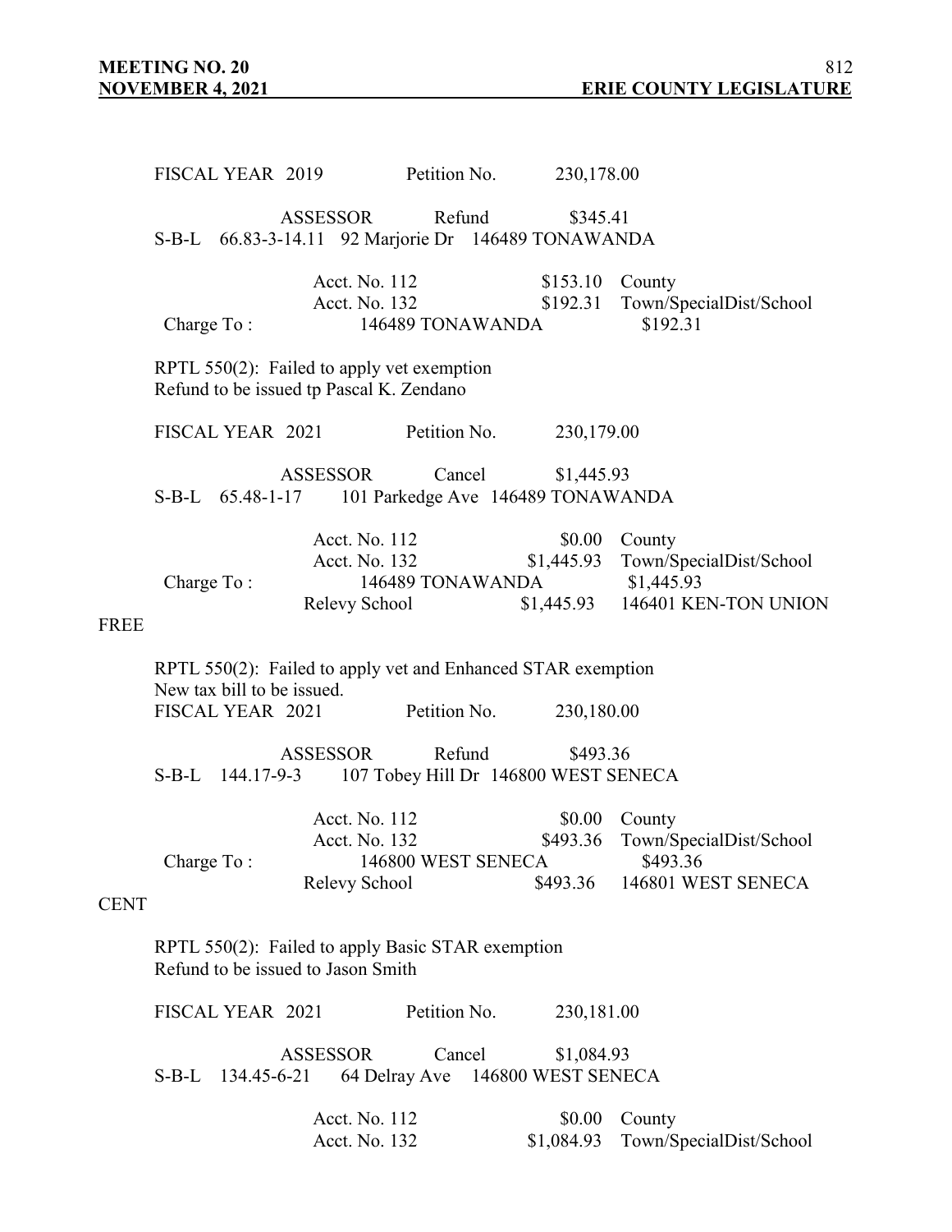FISCAL YEAR 2019 Petition No. 230,178.00

ASSESSOR Refund $345.41

S-B-L 66.83-3-14.11 92 Marjorie Dr 146489 TONAWANDA

| | | | |
|---|---|---|---|
| | Acct. No. 112 | $153.10 | County |
| | Acct. No. 132 | $192.31 | Town/SpecialDist/School |
| Charge To : | 146489 TONAWANDA | | $192.31 |

RPTL 550(2): Failed to apply vet exemption
Refund to be issued tp Pascal K. Zendano

FISCAL YEAR 2021 Petition No. 230,179.00

ASSESSOR Cancel $1,445.93

S-B-L 65.48-1-17 101 Parkedge Ave 146489 TONAWANDA

| | | | |
|---|---|---|---|
| | Acct. No. 112 | $0.00 | County |
| | Acct. No. 132 | $1,445.93 | Town/SpecialDist/School |
| Charge To : | 146489 TONAWANDA | | $1,445.93 |
| | Relevy School | $1,445.93 | 146401 KEN-TON UNION FREE |

RPTL 550(2): Failed to apply vet and Enhanced STAR exemption
New tax bill to be issued.

FISCAL YEAR 2021 Petition No. 230,180.00

ASSESSOR Refund $493.36

S-B-L 144.17-9-3 107 Tobey Hill Dr 146800 WEST SENECA

| | | | |
|---|---|---|---|
| | Acct. No. 112 | $0.00 | County |
| | Acct. No. 132 | $493.36 | Town/SpecialDist/School |
| Charge To : | 146800 WEST SENECA | | $493.36 |
| | Relevy School | $493.36 | 146801 WEST SENECA CENT |

RPTL 550(2): Failed to apply Basic STAR exemption
Refund to be issued to Jason Smith

FISCAL YEAR 2021 Petition No. 230,181.00

ASSESSOR Cancel $1,084.93

S-B-L 134.45-6-21 64 Delray Ave 146800 WEST SENECA

| | | | |
|---|---|---|---|
| | Acct. No. 112 | $0.00 | County |
| | Acct. No. 132 | $1,084.93 | Town/SpecialDist/School |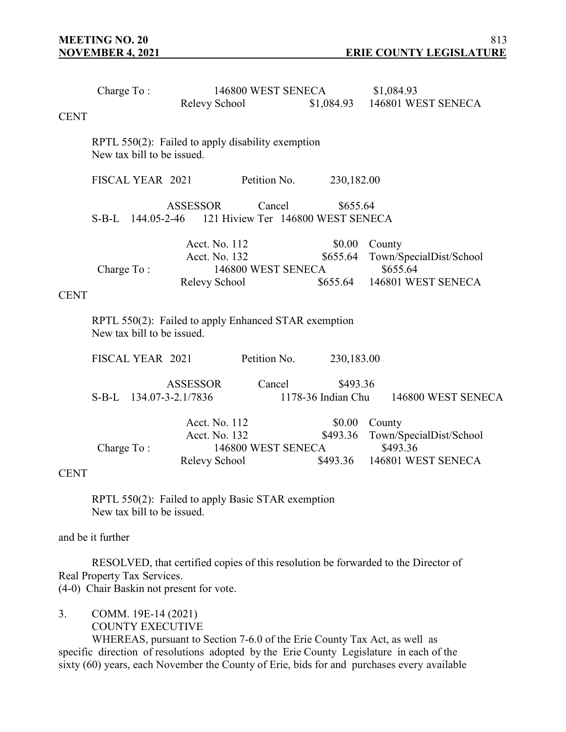Charge To : 146800 WEST SENECA $1,084.93
Relevy School $1,084.93 146801 WEST SENECA

CENT

RPTL 550(2): Failed to apply disability exemption
New tax bill to be issued.

FISCAL YEAR 2021 Petition No. 230,182.00

ASSESSOR Cancel $655.64
S-B-L 144.05-2-46 121 Hiview Ter 146800 WEST SENECA

| | | | |
|---|---|---|---|
| | Acct. No. 112 | $0.00 | County |
| | Acct. No. 132 | $655.64 | Town/SpecialDist/School |
| Charge To : | 146800 WEST SENECA | | $655.64 |
| | Relevy School | $655.64 | 146801 WEST SENECA |

CENT

RPTL 550(2): Failed to apply Enhanced STAR exemption
New tax bill to be issued.

FISCAL YEAR 2021 Petition No. 230,183.00

ASSESSOR Cancel $493.36
S-B-L 134.07-3-2.1/7836 1178-36 Indian Chu 146800 WEST SENECA

| | | | |
|---|---|---|---|
| | Acct. No. 112 | $0.00 | County |
| | Acct. No. 132 | $493.36 | Town/SpecialDist/School |
| Charge To : | 146800 WEST SENECA | | $493.36 |
| | Relevy School | $493.36 | 146801 WEST SENECA |

CENT

RPTL 550(2): Failed to apply Basic STAR exemption
New tax bill to be issued.

and be it further

RESOLVED, that certified copies of this resolution be forwarded to the Director of Real Property Tax Services.
(4-0) Chair Baskin not present for vote.

3. COMM. 19E-14 (2021)
COUNTY EXECUTIVE

WHEREAS, pursuant to Section 7-6.0 of the Erie County Tax Act, as well as specific direction of resolutions adopted by the Erie County Legislature in each of the sixty (60) years, each November the County of Erie, bids for and purchases every available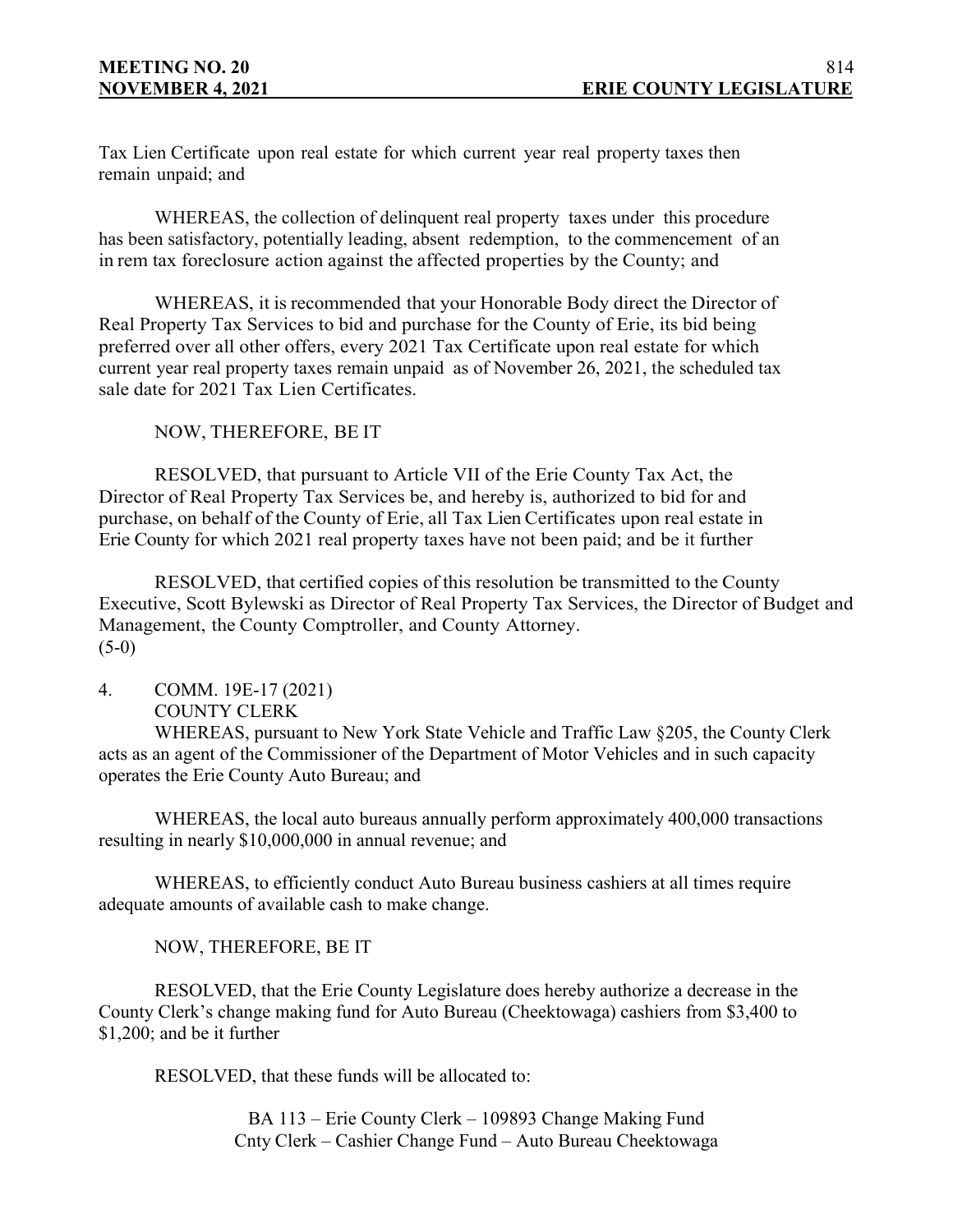Tax Lien Certificate upon real estate for which current year real property taxes then remain unpaid; and

WHEREAS, the collection of delinquent real property taxes under this procedure has been satisfactory, potentially leading, absent redemption, to the commencement of an in rem tax foreclosure action against the affected properties by the County; and

WHEREAS, it is recommended that your Honorable Body direct the Director of Real Property Tax Services to bid and purchase for the County of Erie, its bid being preferred over all other offers, every 2021 Tax Certificate upon real estate for which current year real property taxes remain unpaid as of November 26, 2021, the scheduled tax sale date for 2021 Tax Lien Certificates.

NOW, THEREFORE, BE IT

RESOLVED, that pursuant to Article VII of the Erie County Tax Act, the Director of Real Property Tax Services be, and hereby is, authorized to bid for and purchase, on behalf of the County of Erie, all Tax Lien Certificates upon real estate in Erie County for which 2021 real property taxes have not been paid; and be it further

RESOLVED, that certified copies of this resolution be transmitted to the County Executive, Scott Bylewski as Director of Real Property Tax Services, the Director of Budget and Management, the County Comptroller, and County Attorney.
(5-0)

4. COMM. 19E-17 (2021)
COUNTY CLERK

WHEREAS, pursuant to New York State Vehicle and Traffic Law §205, the County Clerk acts as an agent of the Commissioner of the Department of Motor Vehicles and in such capacity operates the Erie County Auto Bureau; and

WHEREAS, the local auto bureaus annually perform approximately 400,000 transactions resulting in nearly $10,000,000 in annual revenue; and

WHEREAS, to efficiently conduct Auto Bureau business cashiers at all times require adequate amounts of available cash to make change.

NOW, THEREFORE, BE IT

RESOLVED, that the Erie County Legislature does hereby authorize a decrease in the County Clerk's change making fund for Auto Bureau (Cheektowaga) cashiers from $3,400 to $1,200; and be it further

RESOLVED, that these funds will be allocated to:

BA 113 – Erie County Clerk – 109893 Change Making Fund
Cnty Clerk – Cashier Change Fund – Auto Bureau Cheektowaga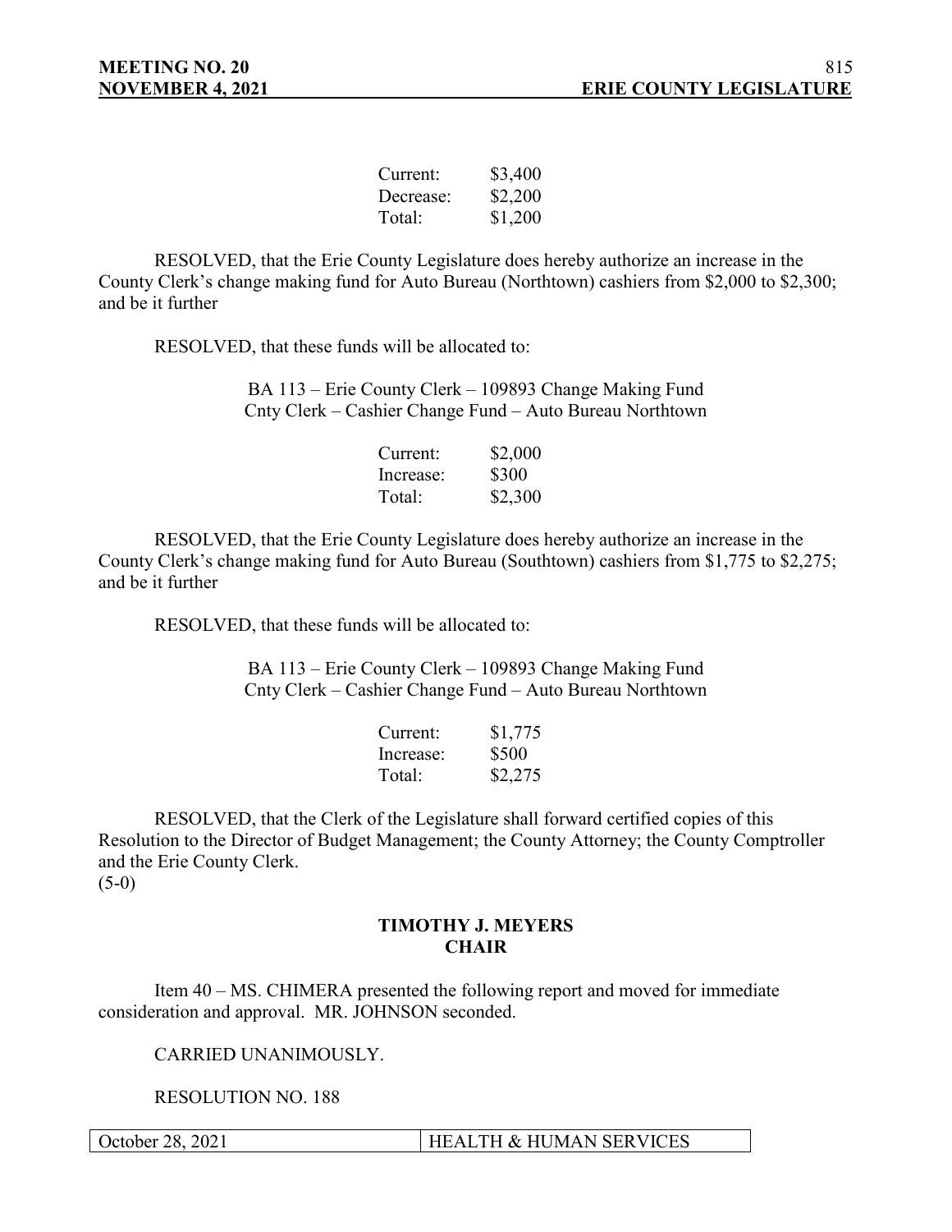| | |
|---|---|
| Current: | $3,400 |
| Decrease: | $2,200 |
| Total: | $1,200 |

RESOLVED, that the Erie County Legislature does hereby authorize an increase in the County Clerk's change making fund for Auto Bureau (Northtown) cashiers from $2,000 to $2,300; and be it further

RESOLVED, that these funds will be allocated to:

BA 113 – Erie County Clerk – 109893 Change Making Fund
Cnty Clerk – Cashier Change Fund – Auto Bureau Northtown

| | |
|---|---|
| Current: | $2,000 |
| Increase: | $300 |
| Total: | $2,300 |

RESOLVED, that the Erie County Legislature does hereby authorize an increase in the County Clerk's change making fund for Auto Bureau (Southtown) cashiers from $1,775 to $2,275; and be it further

RESOLVED, that these funds will be allocated to:

BA 113 – Erie County Clerk – 109893 Change Making Fund
Cnty Clerk – Cashier Change Fund – Auto Bureau Northtown

| | |
|---|---|
| Current: | $1,775 |
| Increase: | $500 |
| Total: | $2,275 |

RESOLVED, that the Clerk of the Legislature shall forward certified copies of this Resolution to the Director of Budget Management; the County Attorney; the County Comptroller and the Erie County Clerk.
(5-0)

**TIMOTHY J. MEYERS**
**CHAIR**

Item 40 – MS. CHIMERA presented the following report and moved for immediate consideration and approval. MR. JOHNSON seconded.

CARRIED UNANIMOUSLY.

RESOLUTION NO. 188

| October 28, 2021 | HEALTH & HUMAN SERVICES |
|---|---|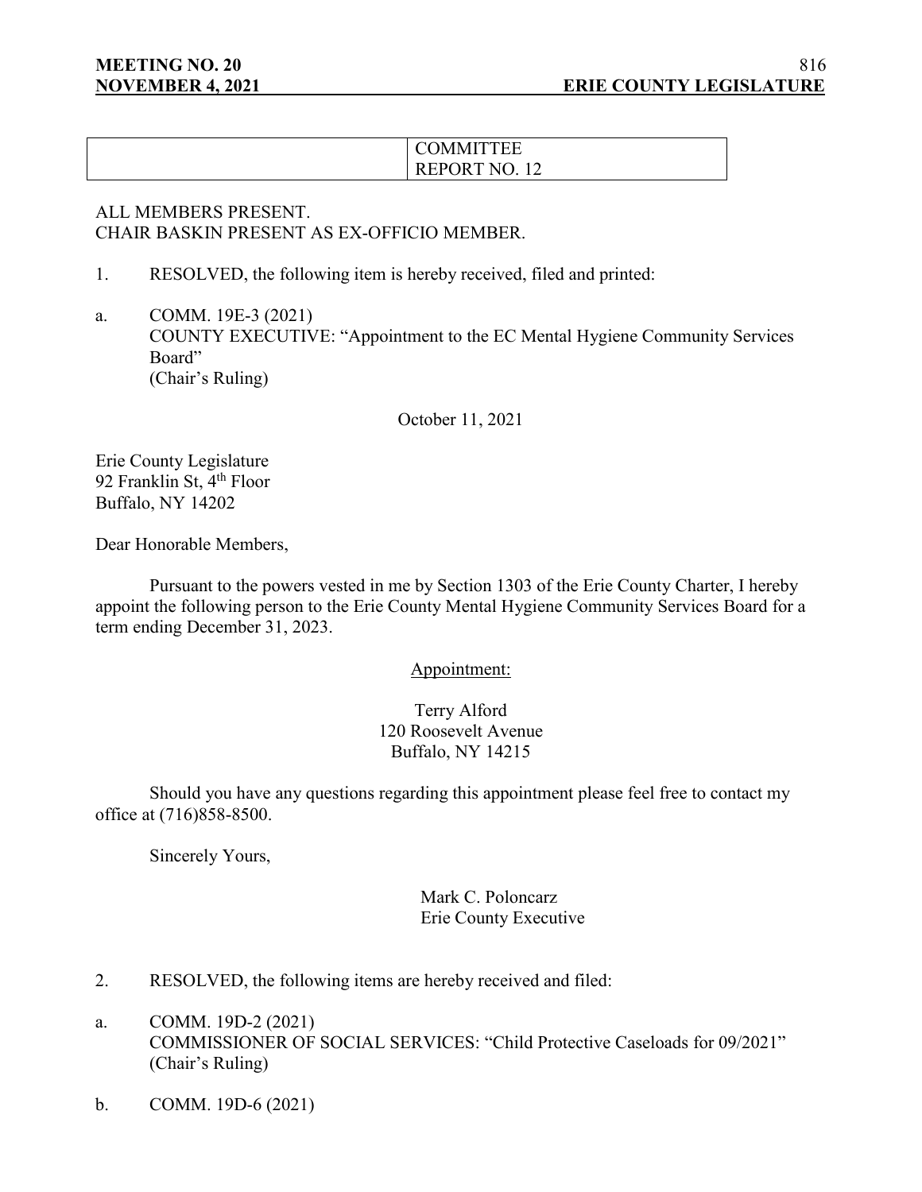| | COMMITTEE REPORT NO. 12 |
|---|---|

ALL MEMBERS PRESENT.
CHAIR BASKIN PRESENT AS EX-OFFICIO MEMBER.

1. RESOLVED, the following item is hereby received, filed and printed:

a. COMM. 19E-3 (2021)
COUNTY EXECUTIVE: "Appointment to the EC Mental Hygiene Community Services Board"
(Chair's Ruling)

October 11, 2021

Erie County Legislature
92 Franklin St, 4th Floor
Buffalo, NY 14202

Dear Honorable Members,

Pursuant to the powers vested in me by Section 1303 of the Erie County Charter, I hereby appoint the following person to the Erie County Mental Hygiene Community Services Board for a term ending December 31, 2023.

Appointment:

Terry Alford
120 Roosevelt Avenue
Buffalo, NY 14215

Should you have any questions regarding this appointment please feel free to contact my office at (716)858-8500.

Sincerely Yours,

Mark C. Poloncarz
Erie County Executive

2. RESOLVED, the following items are hereby received and filed:

a. COMM. 19D-2 (2021)
COMMISSIONER OF SOCIAL SERVICES: "Child Protective Caseloads for 09/2021"
(Chair's Ruling)

b. COMM. 19D-6 (2021)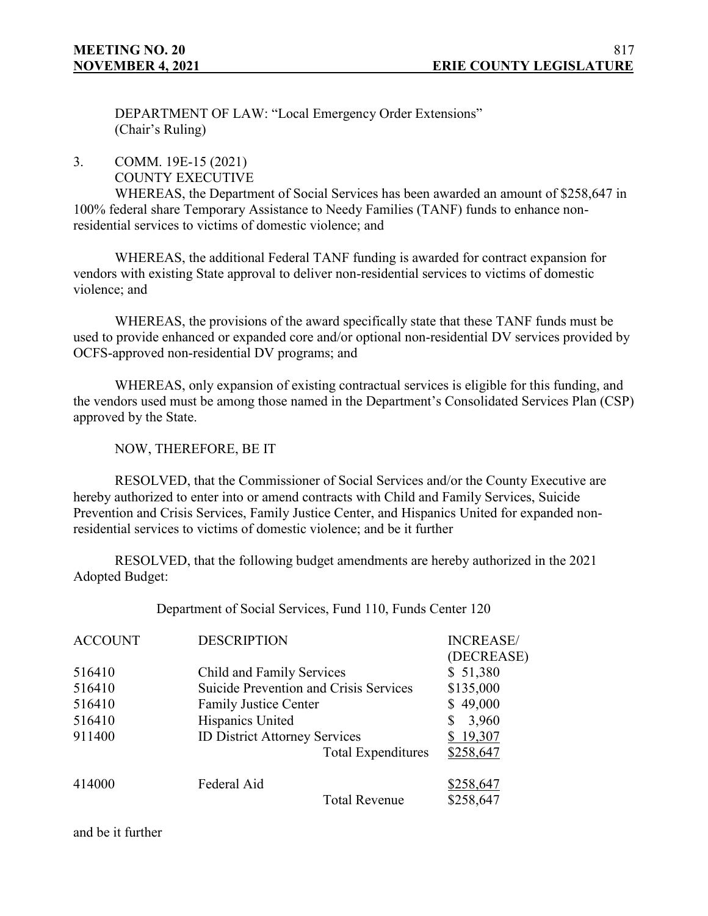DEPARTMENT OF LAW: "Local Emergency Order Extensions"
(Chair's Ruling)

3. COMM. 19E-15 (2021)
COUNTY EXECUTIVE

WHEREAS, the Department of Social Services has been awarded an amount of $258,647 in 100% federal share Temporary Assistance to Needy Families (TANF) funds to enhance non-residential services to victims of domestic violence; and

WHEREAS, the additional Federal TANF funding is awarded for contract expansion for vendors with existing State approval to deliver non-residential services to victims of domestic violence; and

WHEREAS, the provisions of the award specifically state that these TANF funds must be used to provide enhanced or expanded core and/or optional non-residential DV services provided by OCFS-approved non-residential DV programs; and

WHEREAS, only expansion of existing contractual services is eligible for this funding, and the vendors used must be among those named in the Department's Consolidated Services Plan (CSP) approved by the State.

NOW, THEREFORE, BE IT

RESOLVED, that the Commissioner of Social Services and/or the County Executive are hereby authorized to enter into or amend contracts with Child and Family Services, Suicide Prevention and Crisis Services, Family Justice Center, and Hispanics United for expanded non-residential services to victims of domestic violence; and be it further

RESOLVED, that the following budget amendments are hereby authorized in the 2021 Adopted Budget:

Department of Social Services, Fund 110, Funds Center 120

| ACCOUNT | DESCRIPTION | INCREASE/ (DECREASE) |
|---|---|---|
| 516410 | Child and Family Services | $ 51,380 |
| 516410 | Suicide Prevention and Crisis Services | $135,000 |
| 516410 | Family Justice Center | $ 49,000 |
| 516410 | Hispanics United | $ 3,960 |
| 911400 | ID District Attorney Services | $ 19,307 |
| | Total Expenditures | $258,647 |
| 414000 | Federal Aid | $258,647 |
| | Total Revenue | $258,647 |

and be it further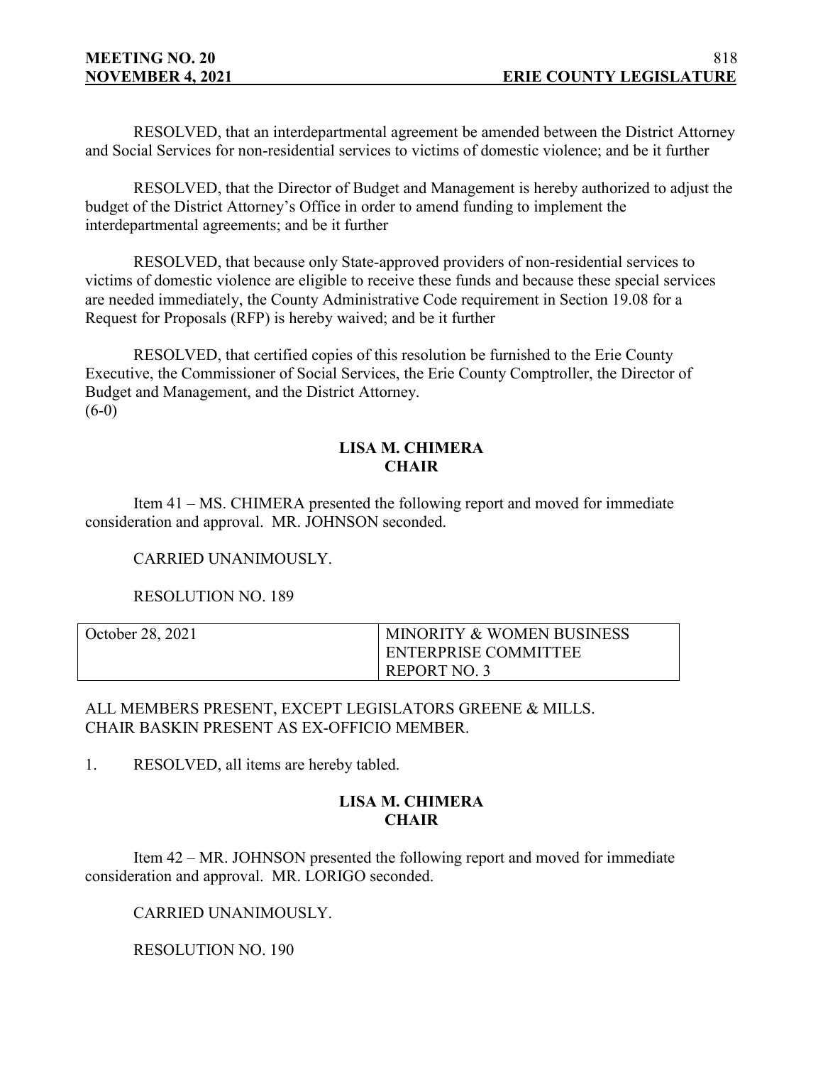RESOLVED, that an interdepartmental agreement be amended between the District Attorney and Social Services for non-residential services to victims of domestic violence; and be it further

RESOLVED, that the Director of Budget and Management is hereby authorized to adjust the budget of the District Attorney's Office in order to amend funding to implement the interdepartmental agreements; and be it further

RESOLVED, that because only State-approved providers of non-residential services to victims of domestic violence are eligible to receive these funds and because these special services are needed immediately, the County Administrative Code requirement in Section 19.08 for a Request for Proposals (RFP) is hereby waived; and be it further

RESOLVED, that certified copies of this resolution be furnished to the Erie County Executive, the Commissioner of Social Services, the Erie County Comptroller, the Director of Budget and Management, and the District Attorney.
(6-0)

**LISA M. CHIMERA**
**CHAIR**

Item 41 – MS. CHIMERA presented the following report and moved for immediate consideration and approval. MR. JOHNSON seconded.

CARRIED UNANIMOUSLY.

RESOLUTION NO. 189

| October 28, 2021 | MINORITY & WOMEN BUSINESS ENTERPRISE COMMITTEE REPORT NO. 3 |
|---|---|

ALL MEMBERS PRESENT, EXCEPT LEGISLATORS GREENE & MILLS. CHAIR BASKIN PRESENT AS EX-OFFICIO MEMBER.

1. RESOLVED, all items are hereby tabled.

**LISA M. CHIMERA**
**CHAIR**

Item 42 – MR. JOHNSON presented the following report and moved for immediate consideration and approval. MR. LORIGO seconded.

CARRIED UNANIMOUSLY.

RESOLUTION NO. 190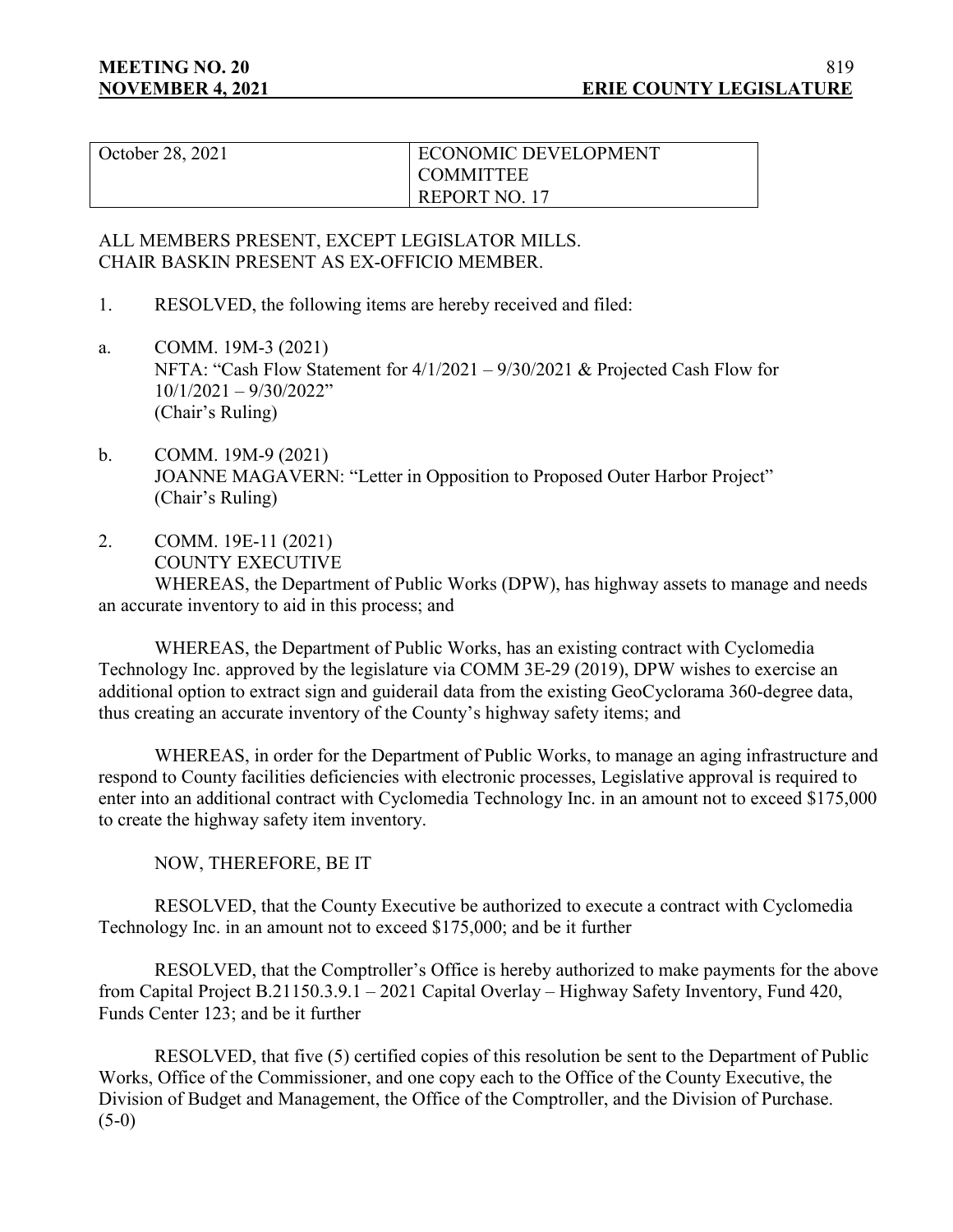| October 28, 2021 | ECONOMIC DEVELOPMENT COMMITTEE REPORT NO. 17 |
|---|---|

ALL MEMBERS PRESENT, EXCEPT LEGISLATOR MILLS.
CHAIR BASKIN PRESENT AS EX-OFFICIO MEMBER.

1. RESOLVED, the following items are hereby received and filed:

a. COMM. 19M-3 (2021)
NFTA: "Cash Flow Statement for 4/1/2021 – 9/30/2021 & Projected Cash Flow for 10/1/2021 – 9/30/2022"
(Chair's Ruling)

b. COMM. 19M-9 (2021)
JOANNE MAGAVERN: "Letter in Opposition to Proposed Outer Harbor Project"
(Chair's Ruling)

2. COMM. 19E-11 (2021)
COUNTY EXECUTIVE

WHEREAS, the Department of Public Works (DPW), has highway assets to manage and needs an accurate inventory to aid in this process; and

WHEREAS, the Department of Public Works, has an existing contract with Cyclomedia Technology Inc. approved by the legislature via COMM 3E-29 (2019), DPW wishes to exercise an additional option to extract sign and guiderail data from the existing GeoCyclorama 360-degree data, thus creating an accurate inventory of the County's highway safety items; and

WHEREAS, in order for the Department of Public Works, to manage an aging infrastructure and respond to County facilities deficiencies with electronic processes, Legislative approval is required to enter into an additional contract with Cyclomedia Technology Inc. in an amount not to exceed $175,000 to create the highway safety item inventory.

NOW, THEREFORE, BE IT

RESOLVED, that the County Executive be authorized to execute a contract with Cyclomedia Technology Inc. in an amount not to exceed $175,000; and be it further

RESOLVED, that the Comptroller's Office is hereby authorized to make payments for the above from Capital Project B.21150.3.9.1 – 2021 Capital Overlay – Highway Safety Inventory, Fund 420, Funds Center 123; and be it further

RESOLVED, that five (5) certified copies of this resolution be sent to the Department of Public Works, Office of the Commissioner, and one copy each to the Office of the County Executive, the Division of Budget and Management, the Office of the Comptroller, and the Division of Purchase.
(5-0)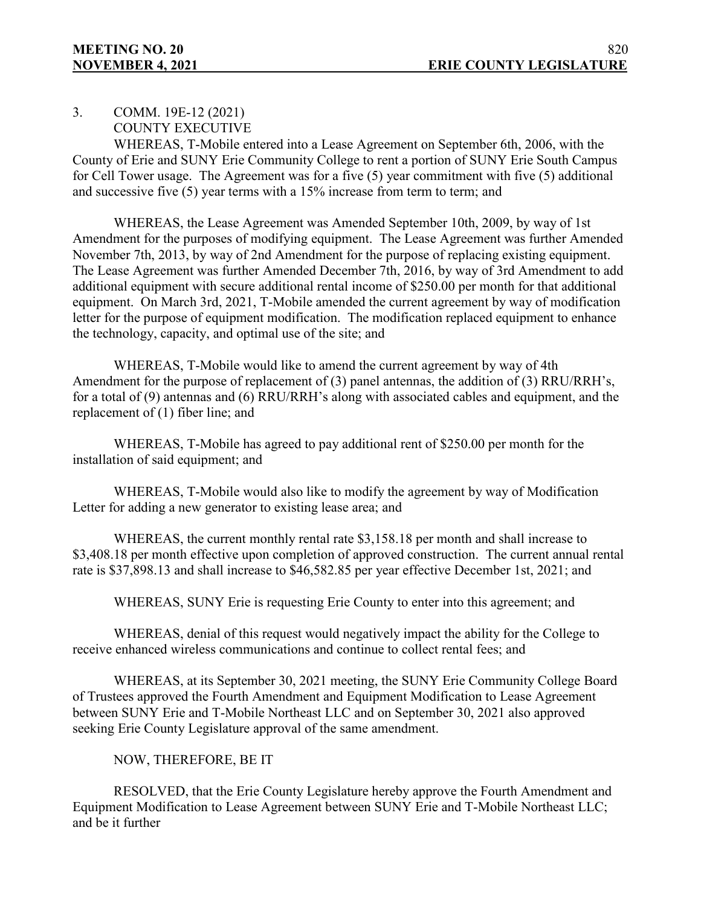3. COMM. 19E-12 (2021)
COUNTY EXECUTIVE

WHEREAS, T-Mobile entered into a Lease Agreement on September 6th, 2006, with the County of Erie and SUNY Erie Community College to rent a portion of SUNY Erie South Campus for Cell Tower usage. The Agreement was for a five (5) year commitment with five (5) additional and successive five (5) year terms with a 15% increase from term to term; and

WHEREAS, the Lease Agreement was Amended September 10th, 2009, by way of 1st Amendment for the purposes of modifying equipment. The Lease Agreement was further Amended November 7th, 2013, by way of 2nd Amendment for the purpose of replacing existing equipment. The Lease Agreement was further Amended December 7th, 2016, by way of 3rd Amendment to add additional equipment with secure additional rental income of $250.00 per month for that additional equipment. On March 3rd, 2021, T-Mobile amended the current agreement by way of modification letter for the purpose of equipment modification. The modification replaced equipment to enhance the technology, capacity, and optimal use of the site; and

WHEREAS, T-Mobile would like to amend the current agreement by way of 4th Amendment for the purpose of replacement of (3) panel antennas, the addition of (3) RRU/RRH's, for a total of (9) antennas and (6) RRU/RRH's along with associated cables and equipment, and the replacement of (1) fiber line; and

WHEREAS, T-Mobile has agreed to pay additional rent of $250.00 per month for the installation of said equipment; and

WHEREAS, T-Mobile would also like to modify the agreement by way of Modification Letter for adding a new generator to existing lease area; and

WHEREAS, the current monthly rental rate $3,158.18 per month and shall increase to $3,408.18 per month effective upon completion of approved construction. The current annual rental rate is $37,898.13 and shall increase to $46,582.85 per year effective December 1st, 2021; and

WHEREAS, SUNY Erie is requesting Erie County to enter into this agreement; and

WHEREAS, denial of this request would negatively impact the ability for the College to receive enhanced wireless communications and continue to collect rental fees; and

WHEREAS, at its September 30, 2021 meeting, the SUNY Erie Community College Board of Trustees approved the Fourth Amendment and Equipment Modification to Lease Agreement between SUNY Erie and T-Mobile Northeast LLC and on September 30, 2021 also approved seeking Erie County Legislature approval of the same amendment.

NOW, THEREFORE, BE IT

RESOLVED, that the Erie County Legislature hereby approve the Fourth Amendment and Equipment Modification to Lease Agreement between SUNY Erie and T-Mobile Northeast LLC; and be it further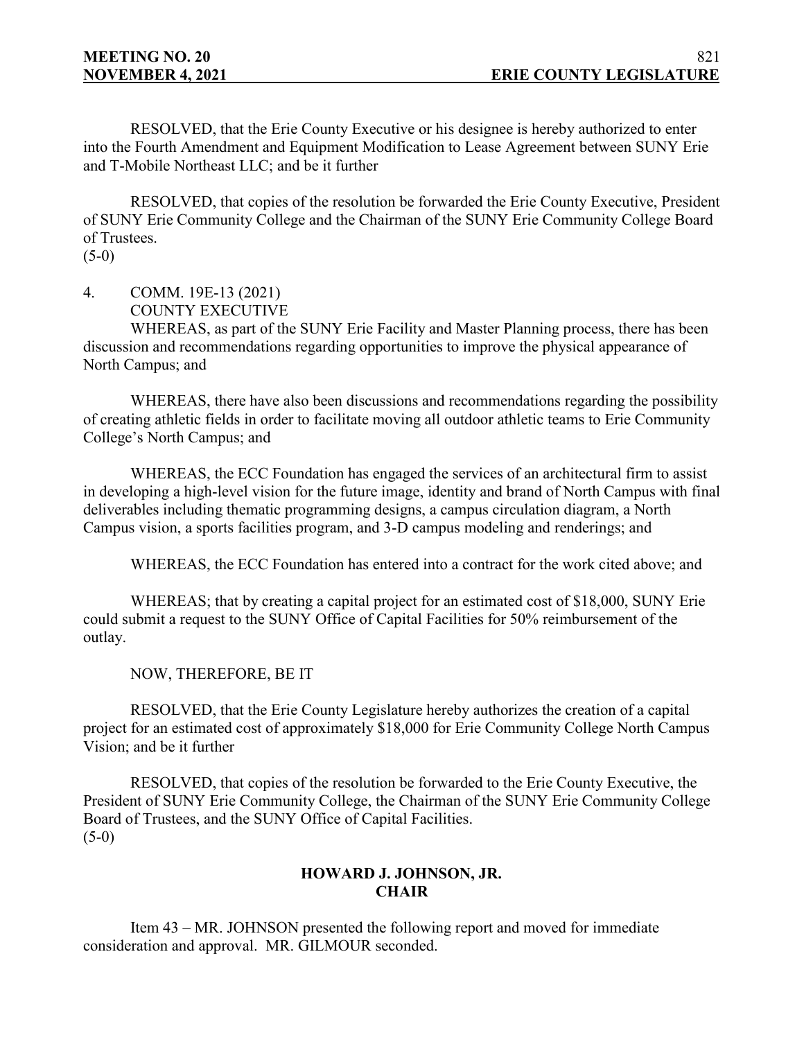RESOLVED, that the Erie County Executive or his designee is hereby authorized to enter into the Fourth Amendment and Equipment Modification to Lease Agreement between SUNY Erie and T-Mobile Northeast LLC; and be it further

RESOLVED, that copies of the resolution be forwarded the Erie County Executive, President of SUNY Erie Community College and the Chairman of the SUNY Erie Community College Board of Trustees.
(5-0)

4. COMM. 19E-13 (2021)
COUNTY EXECUTIVE

WHEREAS, as part of the SUNY Erie Facility and Master Planning process, there has been discussion and recommendations regarding opportunities to improve the physical appearance of North Campus; and

WHEREAS, there have also been discussions and recommendations regarding the possibility of creating athletic fields in order to facilitate moving all outdoor athletic teams to Erie Community College's North Campus; and

WHEREAS, the ECC Foundation has engaged the services of an architectural firm to assist in developing a high-level vision for the future image, identity and brand of North Campus with final deliverables including thematic programming designs, a campus circulation diagram, a North Campus vision, a sports facilities program, and 3-D campus modeling and renderings; and

WHEREAS, the ECC Foundation has entered into a contract for the work cited above; and

WHEREAS; that by creating a capital project for an estimated cost of $18,000, SUNY Erie could submit a request to the SUNY Office of Capital Facilities for 50% reimbursement of the outlay.

NOW, THEREFORE, BE IT

RESOLVED, that the Erie County Legislature hereby authorizes the creation of a capital project for an estimated cost of approximately $18,000 for Erie Community College North Campus Vision; and be it further

RESOLVED, that copies of the resolution be forwarded to the Erie County Executive, the President of SUNY Erie Community College, the Chairman of the SUNY Erie Community College Board of Trustees, and the SUNY Office of Capital Facilities.
(5-0)

**HOWARD J. JOHNSON, JR.**
**CHAIR**

Item 43 – MR. JOHNSON presented the following report and moved for immediate consideration and approval. MR. GILMOUR seconded.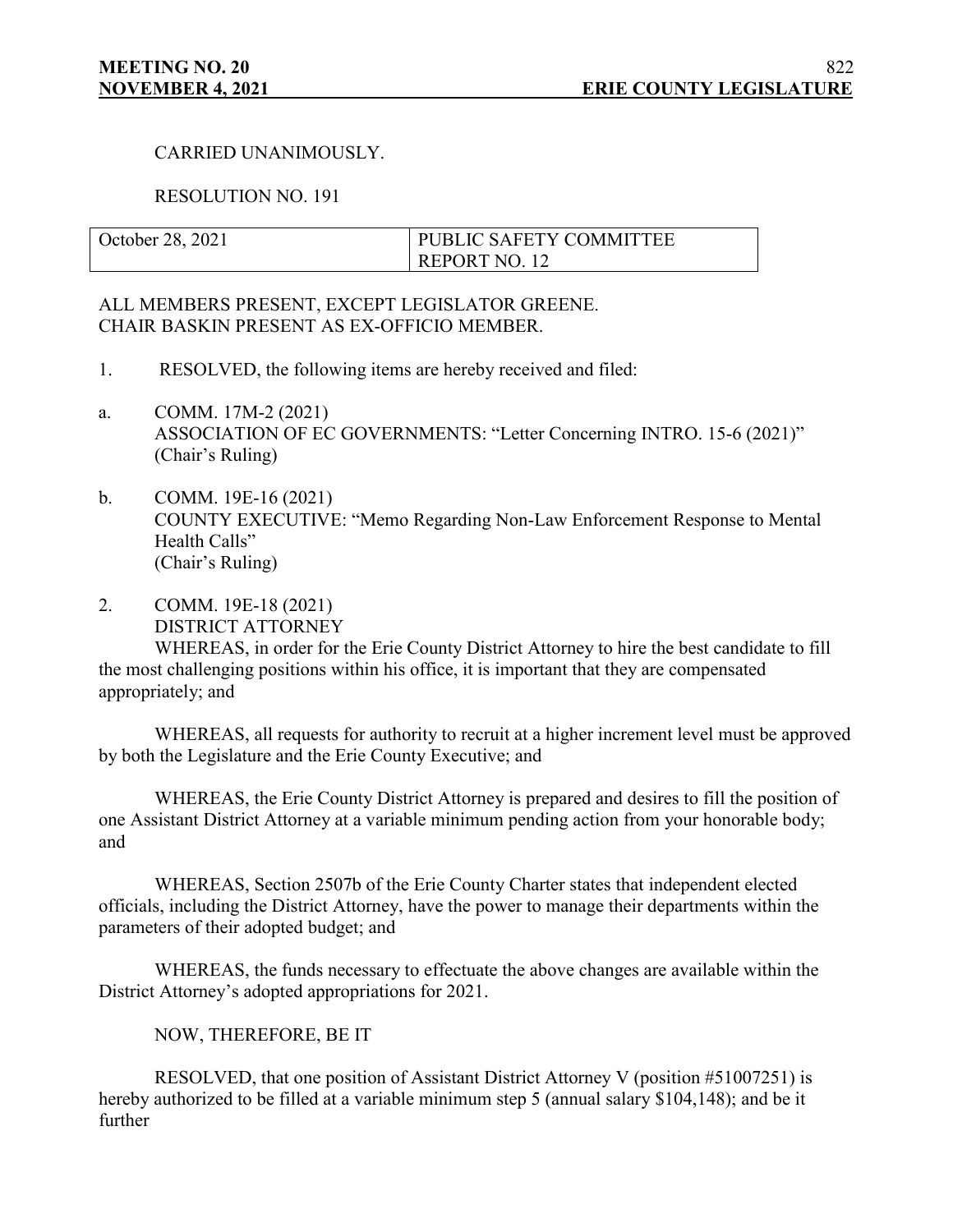CARRIED UNANIMOUSLY.

RESOLUTION NO. 191

| October 28, 2021 | PUBLIC SAFETY COMMITTEE REPORT NO. 12 |
|---|---|

ALL MEMBERS PRESENT, EXCEPT LEGISLATOR GREENE.
CHAIR BASKIN PRESENT AS EX-OFFICIO MEMBER.

1. RESOLVED, the following items are hereby received and filed:

a. COMM. 17M-2 (2021)
ASSOCIATION OF EC GOVERNMENTS: "Letter Concerning INTRO. 15-6 (2021)"
(Chair's Ruling)

b. COMM. 19E-16 (2021)
COUNTY EXECUTIVE: "Memo Regarding Non-Law Enforcement Response to Mental Health Calls"
(Chair's Ruling)

2. COMM. 19E-18 (2021)
DISTRICT ATTORNEY

WHEREAS, in order for the Erie County District Attorney to hire the best candidate to fill the most challenging positions within his office, it is important that they are compensated appropriately; and

WHEREAS, all requests for authority to recruit at a higher increment level must be approved by both the Legislature and the Erie County Executive; and

WHEREAS, the Erie County District Attorney is prepared and desires to fill the position of one Assistant District Attorney at a variable minimum pending action from your honorable body; and

WHEREAS, Section 2507b of the Erie County Charter states that independent elected officials, including the District Attorney, have the power to manage their departments within the parameters of their adopted budget; and

WHEREAS, the funds necessary to effectuate the above changes are available within the District Attorney's adopted appropriations for 2021.

NOW, THEREFORE, BE IT

RESOLVED, that one position of Assistant District Attorney V (position #51007251) is hereby authorized to be filled at a variable minimum step 5 (annual salary $104,148); and be it further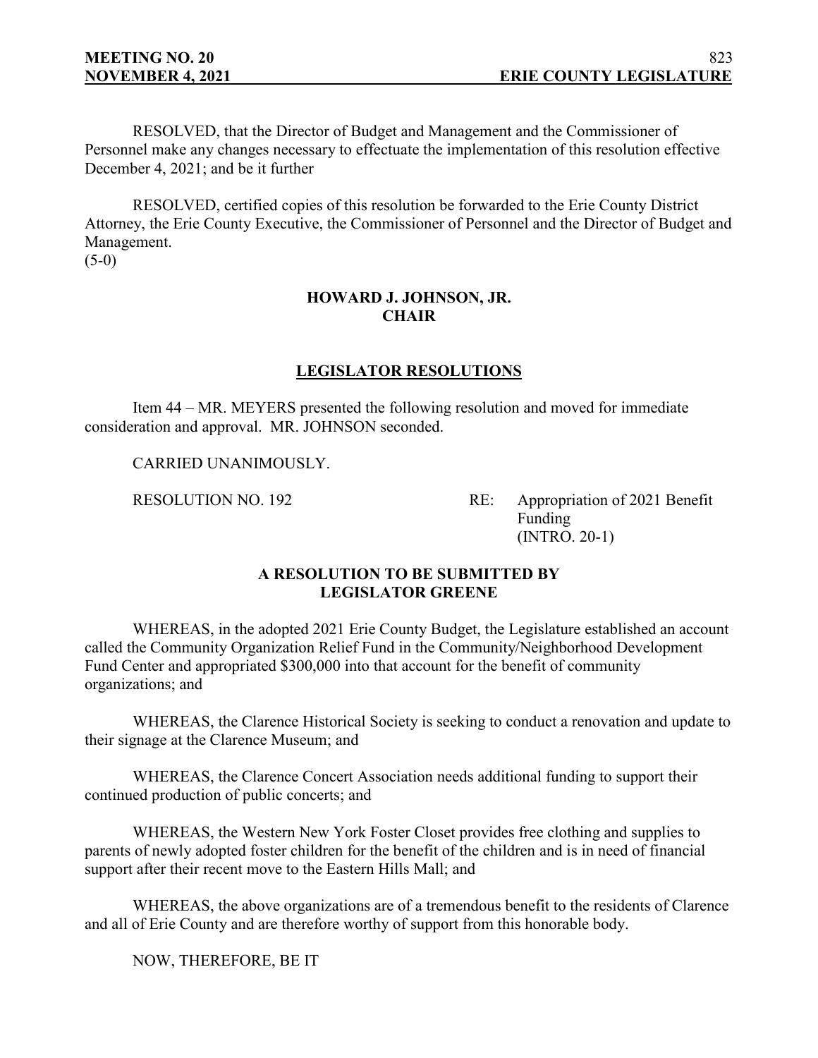RESOLVED, that the Director of Budget and Management and the Commissioner of Personnel make any changes necessary to effectuate the implementation of this resolution effective December 4, 2021; and be it further

RESOLVED, certified copies of this resolution be forwarded to the Erie County District Attorney, the Erie County Executive, the Commissioner of Personnel and the Director of Budget and Management.
(5-0)

**HOWARD J. JOHNSON, JR.**
**CHAIR**

## LEGISLATOR RESOLUTIONS

Item 44 – MR. MEYERS presented the following resolution and moved for immediate consideration and approval. MR. JOHNSON seconded.

CARRIED UNANIMOUSLY.

RESOLUTION NO. 192 RE: Appropriation of 2021 Benefit Funding (INTRO. 20-1)

**A RESOLUTION TO BE SUBMITTED BY LEGISLATOR GREENE**

WHEREAS, in the adopted 2021 Erie County Budget, the Legislature established an account called the Community Organization Relief Fund in the Community/Neighborhood Development Fund Center and appropriated $300,000 into that account for the benefit of community organizations; and

WHEREAS, the Clarence Historical Society is seeking to conduct a renovation and update to their signage at the Clarence Museum; and

WHEREAS, the Clarence Concert Association needs additional funding to support their continued production of public concerts; and

WHEREAS, the Western New York Foster Closet provides free clothing and supplies to parents of newly adopted foster children for the benefit of the children and is in need of financial support after their recent move to the Eastern Hills Mall; and

WHEREAS, the above organizations are of a tremendous benefit to the residents of Clarence and all of Erie County and are therefore worthy of support from this honorable body.

NOW, THEREFORE, BE IT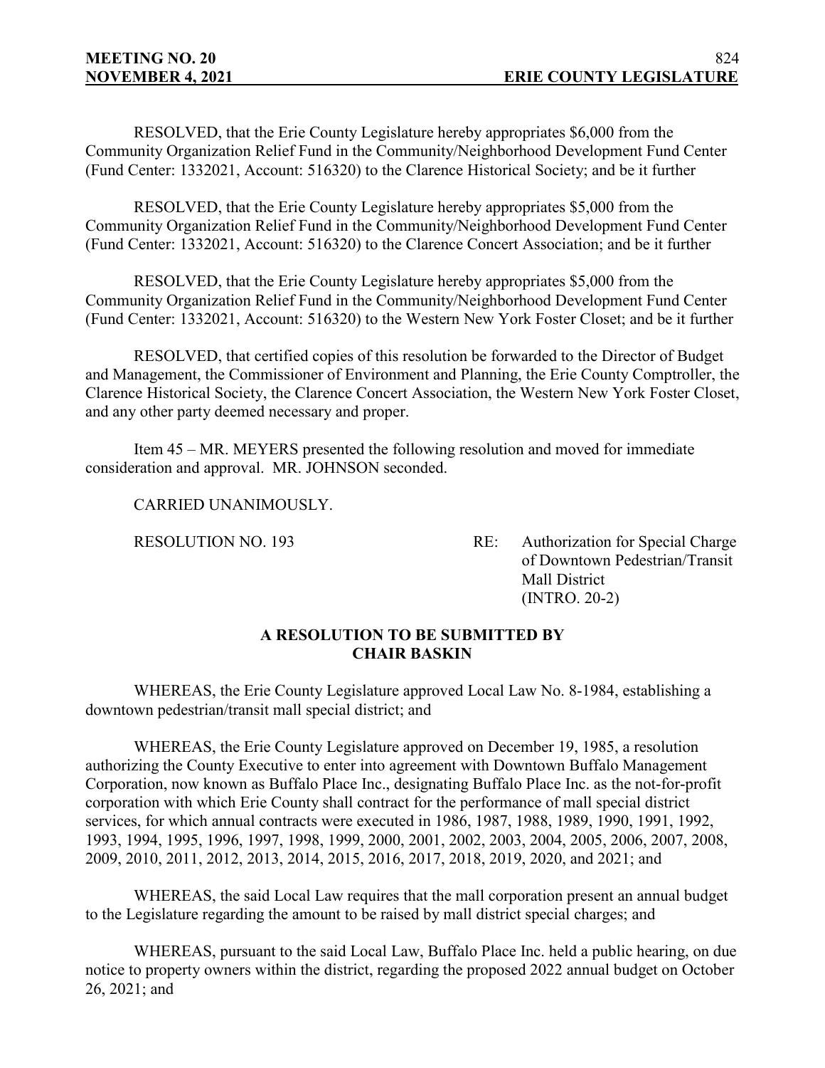RESOLVED, that the Erie County Legislature hereby appropriates $6,000 from the Community Organization Relief Fund in the Community/Neighborhood Development Fund Center (Fund Center: 1332021, Account: 516320) to the Clarence Historical Society; and be it further

RESOLVED, that the Erie County Legislature hereby appropriates $5,000 from the Community Organization Relief Fund in the Community/Neighborhood Development Fund Center (Fund Center: 1332021, Account: 516320) to the Clarence Concert Association; and be it further

RESOLVED, that the Erie County Legislature hereby appropriates $5,000 from the Community Organization Relief Fund in the Community/Neighborhood Development Fund Center (Fund Center: 1332021, Account: 516320) to the Western New York Foster Closet; and be it further

RESOLVED, that certified copies of this resolution be forwarded to the Director of Budget and Management, the Commissioner of Environment and Planning, the Erie County Comptroller, the Clarence Historical Society, the Clarence Concert Association, the Western New York Foster Closet, and any other party deemed necessary and proper.

Item 45 – MR. MEYERS presented the following resolution and moved for immediate consideration and approval. MR. JOHNSON seconded.

CARRIED UNANIMOUSLY.

RESOLUTION NO. 193 RE: Authorization for Special Charge of Downtown Pedestrian/Transit Mall District (INTRO. 20-2)

**A RESOLUTION TO BE SUBMITTED BY CHAIR BASKIN**

WHEREAS, the Erie County Legislature approved Local Law No. 8-1984, establishing a downtown pedestrian/transit mall special district; and

WHEREAS, the Erie County Legislature approved on December 19, 1985, a resolution authorizing the County Executive to enter into agreement with Downtown Buffalo Management Corporation, now known as Buffalo Place Inc., designating Buffalo Place Inc. as the not-for-profit corporation with which Erie County shall contract for the performance of mall special district services, for which annual contracts were executed in 1986, 1987, 1988, 1989, 1990, 1991, 1992, 1993, 1994, 1995, 1996, 1997, 1998, 1999, 2000, 2001, 2002, 2003, 2004, 2005, 2006, 2007, 2008, 2009, 2010, 2011, 2012, 2013, 2014, 2015, 2016, 2017, 2018, 2019, 2020, and 2021; and

WHEREAS, the said Local Law requires that the mall corporation present an annual budget to the Legislature regarding the amount to be raised by mall district special charges; and

WHEREAS, pursuant to the said Local Law, Buffalo Place Inc. held a public hearing, on due notice to property owners within the district, regarding the proposed 2022 annual budget on October 26, 2021; and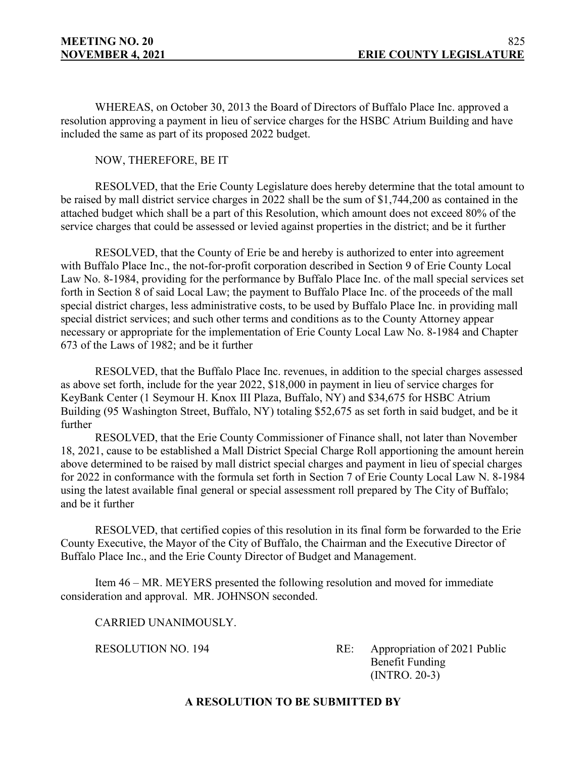WHEREAS, on October 30, 2013 the Board of Directors of Buffalo Place Inc. approved a resolution approving a payment in lieu of service charges for the HSBC Atrium Building and have included the same as part of its proposed 2022 budget.

NOW, THEREFORE, BE IT

RESOLVED, that the Erie County Legislature does hereby determine that the total amount to be raised by mall district service charges in 2022 shall be the sum of $1,744,200 as contained in the attached budget which shall be a part of this Resolution, which amount does not exceed 80% of the service charges that could be assessed or levied against properties in the district; and be it further

RESOLVED, that the County of Erie be and hereby is authorized to enter into agreement with Buffalo Place Inc., the not-for-profit corporation described in Section 9 of Erie County Local Law No. 8-1984, providing for the performance by Buffalo Place Inc. of the mall special services set forth in Section 8 of said Local Law; the payment to Buffalo Place Inc. of the proceeds of the mall special district charges, less administrative costs, to be used by Buffalo Place Inc. in providing mall special district services; and such other terms and conditions as to the County Attorney appear necessary or appropriate for the implementation of Erie County Local Law No. 8-1984 and Chapter 673 of the Laws of 1982; and be it further

RESOLVED, that the Buffalo Place Inc. revenues, in addition to the special charges assessed as above set forth, include for the year 2022, $18,000 in payment in lieu of service charges for KeyBank Center (1 Seymour H. Knox III Plaza, Buffalo, NY) and $34,675 for HSBC Atrium Building (95 Washington Street, Buffalo, NY) totaling $52,675 as set forth in said budget, and be it further

RESOLVED, that the Erie County Commissioner of Finance shall, not later than November 18, 2021, cause to be established a Mall District Special Charge Roll apportioning the amount herein above determined to be raised by mall district special charges and payment in lieu of special charges for 2022 in conformance with the formula set forth in Section 7 of Erie County Local Law N. 8-1984 using the latest available final general or special assessment roll prepared by The City of Buffalo; and be it further

RESOLVED, that certified copies of this resolution in its final form be forwarded to the Erie County Executive, the Mayor of the City of Buffalo, the Chairman and the Executive Director of Buffalo Place Inc., and the Erie County Director of Budget and Management.

Item 46 – MR. MEYERS presented the following resolution and moved for immediate consideration and approval. MR. JOHNSON seconded.

CARRIED UNANIMOUSLY.

RESOLUTION NO. 194 RE: Appropriation of 2021 Public Benefit Funding (INTRO. 20-3)

**A RESOLUTION TO BE SUBMITTED BY**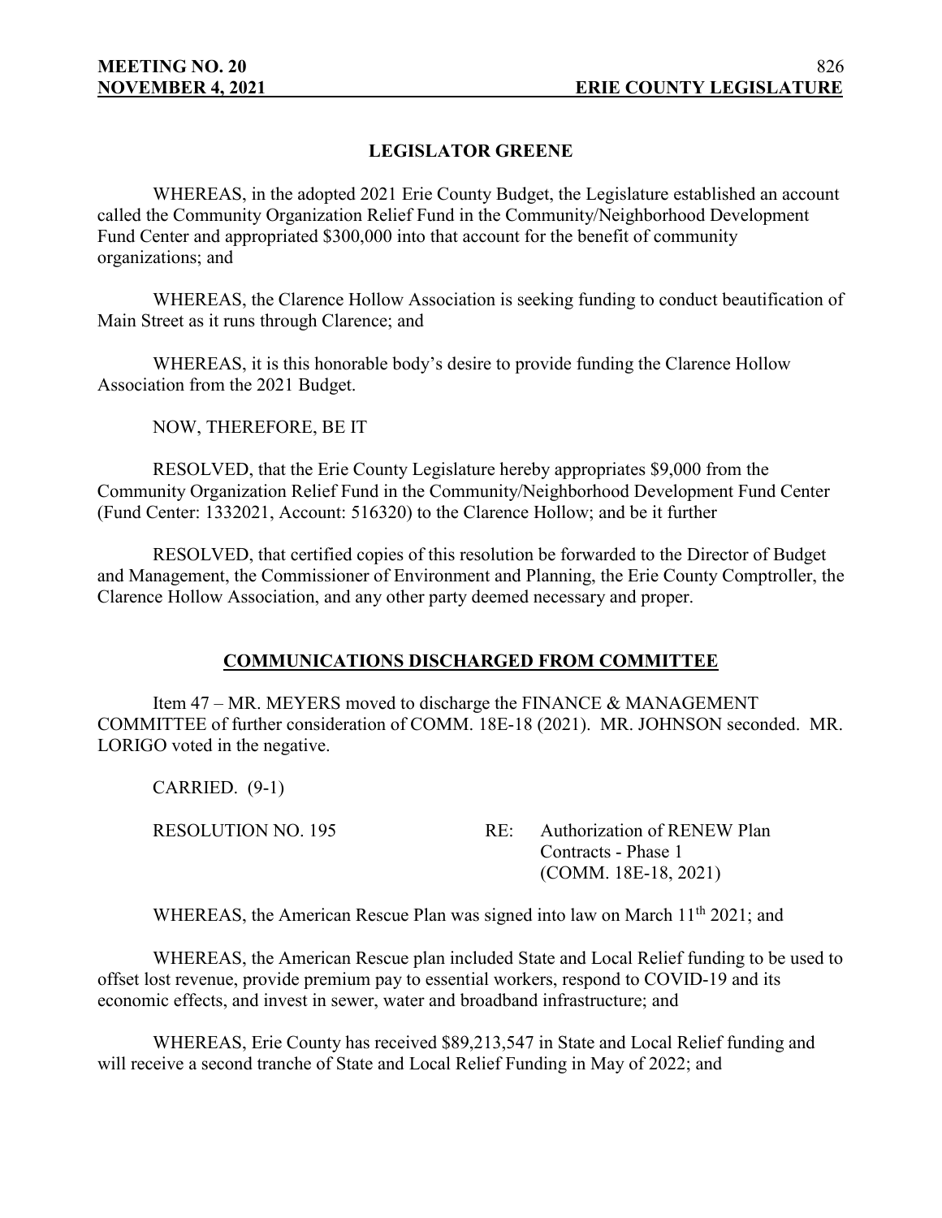### LEGISLATOR GREENE

WHEREAS, in the adopted 2021 Erie County Budget, the Legislature established an account called the Community Organization Relief Fund in the Community/Neighborhood Development Fund Center and appropriated $300,000 into that account for the benefit of community organizations; and

WHEREAS, the Clarence Hollow Association is seeking funding to conduct beautification of Main Street as it runs through Clarence; and

WHEREAS, it is this honorable body's desire to provide funding the Clarence Hollow Association from the 2021 Budget.

NOW, THEREFORE, BE IT

RESOLVED, that the Erie County Legislature hereby appropriates $9,000 from the Community Organization Relief Fund in the Community/Neighborhood Development Fund Center (Fund Center: 1332021, Account: 516320) to the Clarence Hollow; and be it further

RESOLVED, that certified copies of this resolution be forwarded to the Director of Budget and Management, the Commissioner of Environment and Planning, the Erie County Comptroller, the Clarence Hollow Association, and any other party deemed necessary and proper.

## COMMUNICATIONS DISCHARGED FROM COMMITTEE

Item 47 – MR. MEYERS moved to discharge the FINANCE & MANAGEMENT COMMITTEE of further consideration of COMM. 18E-18 (2021). MR. JOHNSON seconded. MR. LORIGO voted in the negative.

CARRIED. (9-1)

RESOLUTION NO. 195 RE: Authorization of RENEW Plan Contracts - Phase 1 (COMM. 18E-18, 2021)

WHEREAS, the American Rescue Plan was signed into law on March 11th 2021; and

WHEREAS, the American Rescue plan included State and Local Relief funding to be used to offset lost revenue, provide premium pay to essential workers, respond to COVID-19 and its economic effects, and invest in sewer, water and broadband infrastructure; and

WHEREAS, Erie County has received $89,213,547 in State and Local Relief funding and will receive a second tranche of State and Local Relief Funding in May of 2022; and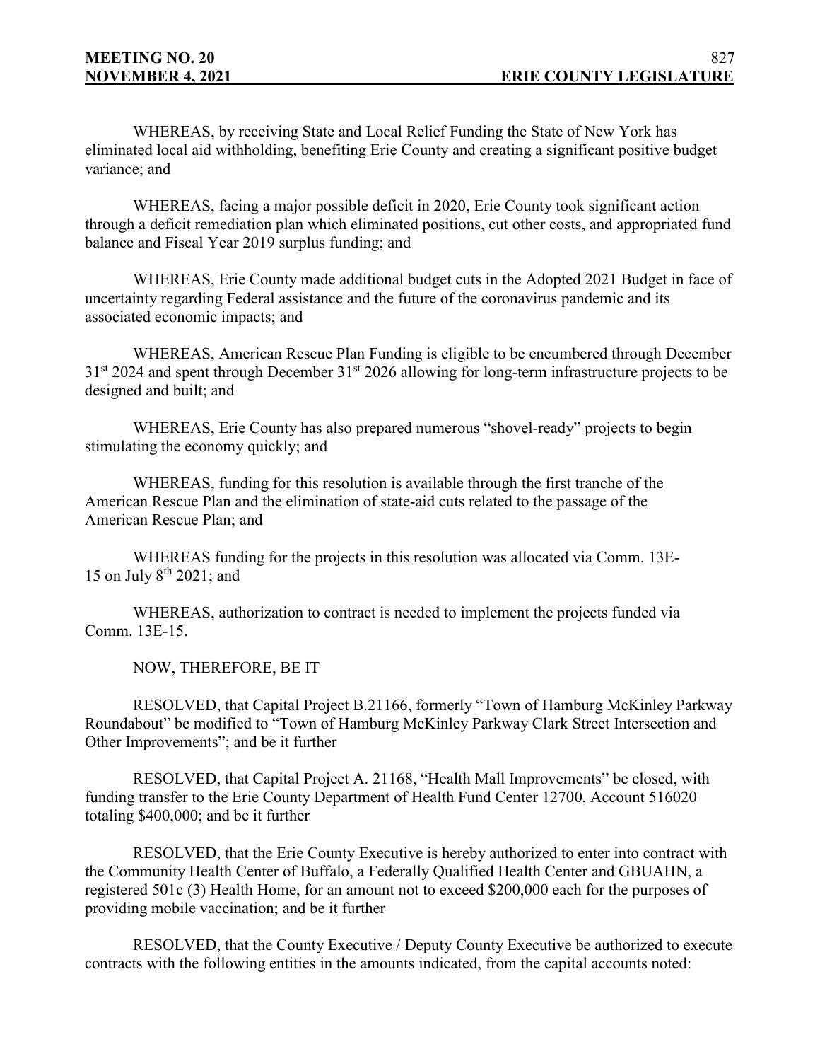WHEREAS, by receiving State and Local Relief Funding the State of New York has eliminated local aid withholding, benefiting Erie County and creating a significant positive budget variance; and

WHEREAS, facing a major possible deficit in 2020, Erie County took significant action through a deficit remediation plan which eliminated positions, cut other costs, and appropriated fund balance and Fiscal Year 2019 surplus funding; and

WHEREAS, Erie County made additional budget cuts in the Adopted 2021 Budget in face of uncertainty regarding Federal assistance and the future of the coronavirus pandemic and its associated economic impacts; and

WHEREAS, American Rescue Plan Funding is eligible to be encumbered through December 31st 2024 and spent through December 31st 2026 allowing for long-term infrastructure projects to be designed and built; and

WHEREAS, Erie County has also prepared numerous "shovel-ready" projects to begin stimulating the economy quickly; and

WHEREAS, funding for this resolution is available through the first tranche of the American Rescue Plan and the elimination of state-aid cuts related to the passage of the American Rescue Plan; and

WHEREAS funding for the projects in this resolution was allocated via Comm. 13E-15 on July 8th 2021; and

WHEREAS, authorization to contract is needed to implement the projects funded via Comm. 13E-15.

NOW, THEREFORE, BE IT

RESOLVED, that Capital Project B.21166, formerly "Town of Hamburg McKinley Parkway Roundabout" be modified to "Town of Hamburg McKinley Parkway Clark Street Intersection and Other Improvements"; and be it further

RESOLVED, that Capital Project A. 21168, "Health Mall Improvements" be closed, with funding transfer to the Erie County Department of Health Fund Center 12700, Account 516020 totaling $400,000; and be it further

RESOLVED, that the Erie County Executive is hereby authorized to enter into contract with the Community Health Center of Buffalo, a Federally Qualified Health Center and GBUAHN, a registered 501c (3) Health Home, for an amount not to exceed $200,000 each for the purposes of providing mobile vaccination; and be it further

RESOLVED, that the County Executive / Deputy County Executive be authorized to execute contracts with the following entities in the amounts indicated, from the capital accounts noted: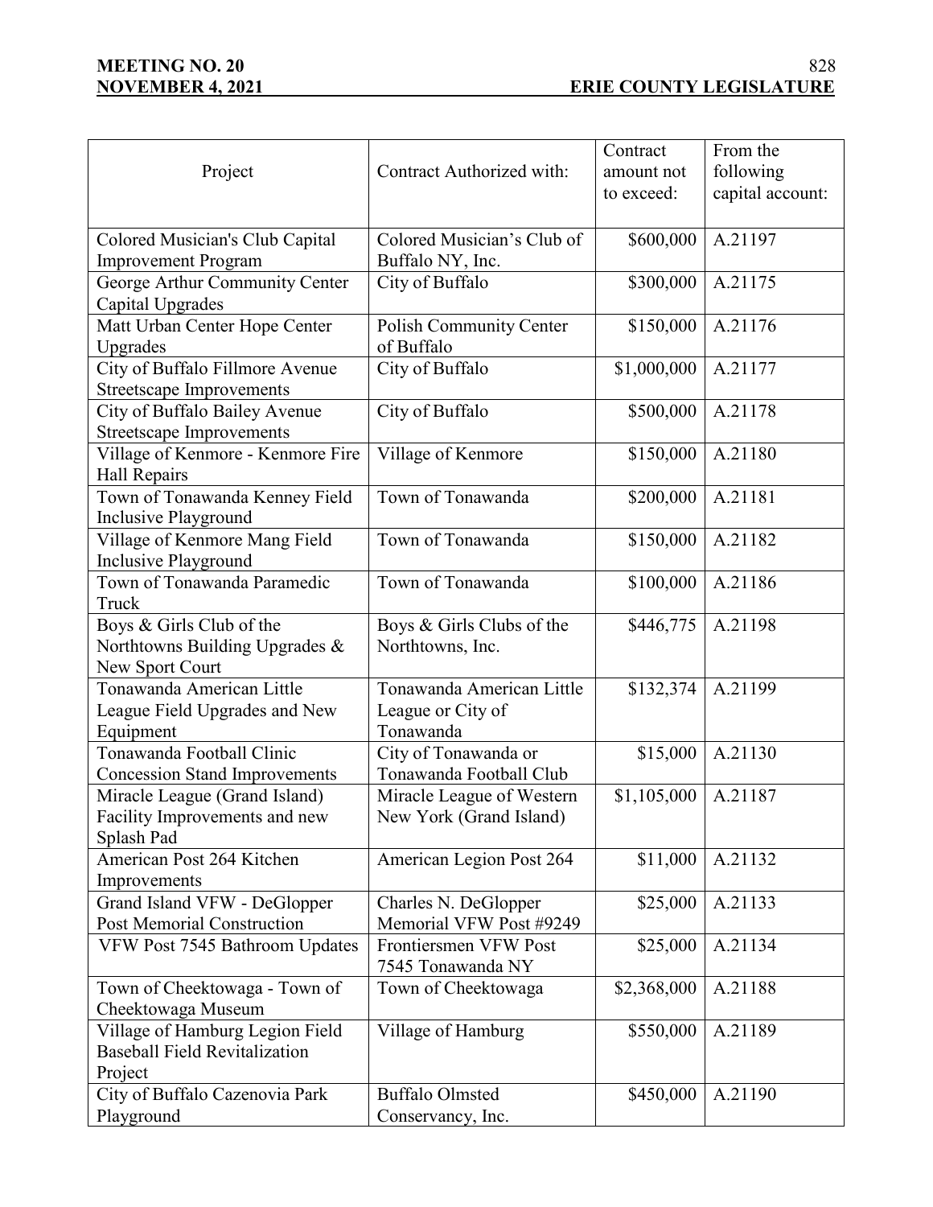| Project | Contract Authorized with: | Contract amount not to exceed: | From the following capital account: |
|---|---|---|---|
| Colored Musician's Club Capital Improvement Program | Colored Musician's Club of Buffalo NY, Inc. | $600,000 | A.21197 |
| George Arthur Community Center Capital Upgrades | City of Buffalo | $300,000 | A.21175 |
| Matt Urban Center Hope Center Upgrades | Polish Community Center of Buffalo | $150,000 | A.21176 |
| City of Buffalo Fillmore Avenue Streetscape Improvements | City of Buffalo | $1,000,000 | A.21177 |
| City of Buffalo Bailey Avenue Streetscape Improvements | City of Buffalo | $500,000 | A.21178 |
| Village of Kenmore - Kenmore Fire Hall Repairs | Village of Kenmore | $150,000 | A.21180 |
| Town of Tonawanda Kenney Field Inclusive Playground | Town of Tonawanda | $200,000 | A.21181 |
| Village of Kenmore Mang Field Inclusive Playground | Town of Tonawanda | $150,000 | A.21182 |
| Town of Tonawanda Paramedic Truck | Town of Tonawanda | $100,000 | A.21186 |
| Boys & Girls Club of the Northtowns Building Upgrades & New Sport Court | Boys & Girls Clubs of the Northtowns, Inc. | $446,775 | A.21198 |
| Tonawanda American Little League Field Upgrades and New Equipment | Tonawanda American Little League or City of Tonawanda | $132,374 | A.21199 |
| Tonawanda Football Clinic Concession Stand Improvements | City of Tonawanda or Tonawanda Football Club | $15,000 | A.21130 |
| Miracle League (Grand Island) Facility Improvements and new Splash Pad | Miracle League of Western New York (Grand Island) | $1,105,000 | A.21187 |
| American Post 264 Kitchen Improvements | American Legion Post 264 | $11,000 | A.21132 |
| Grand Island VFW - DeGlopper Post Memorial Construction | Charles N. DeGlopper Memorial VFW Post #9249 | $25,000 | A.21133 |
| VFW Post 7545 Bathroom Updates | Frontiersmen VFW Post 7545 Tonawanda NY | $25,000 | A.21134 |
| Town of Cheektowaga - Town of Cheektowaga Museum | Town of Cheektowaga | $2,368,000 | A.21188 |
| Village of Hamburg Legion Field Baseball Field Revitalization Project | Village of Hamburg | $550,000 | A.21189 |
| City of Buffalo Cazenovia Park Playground | Buffalo Olmsted Conservancy, Inc. | $450,000 | A.21190 |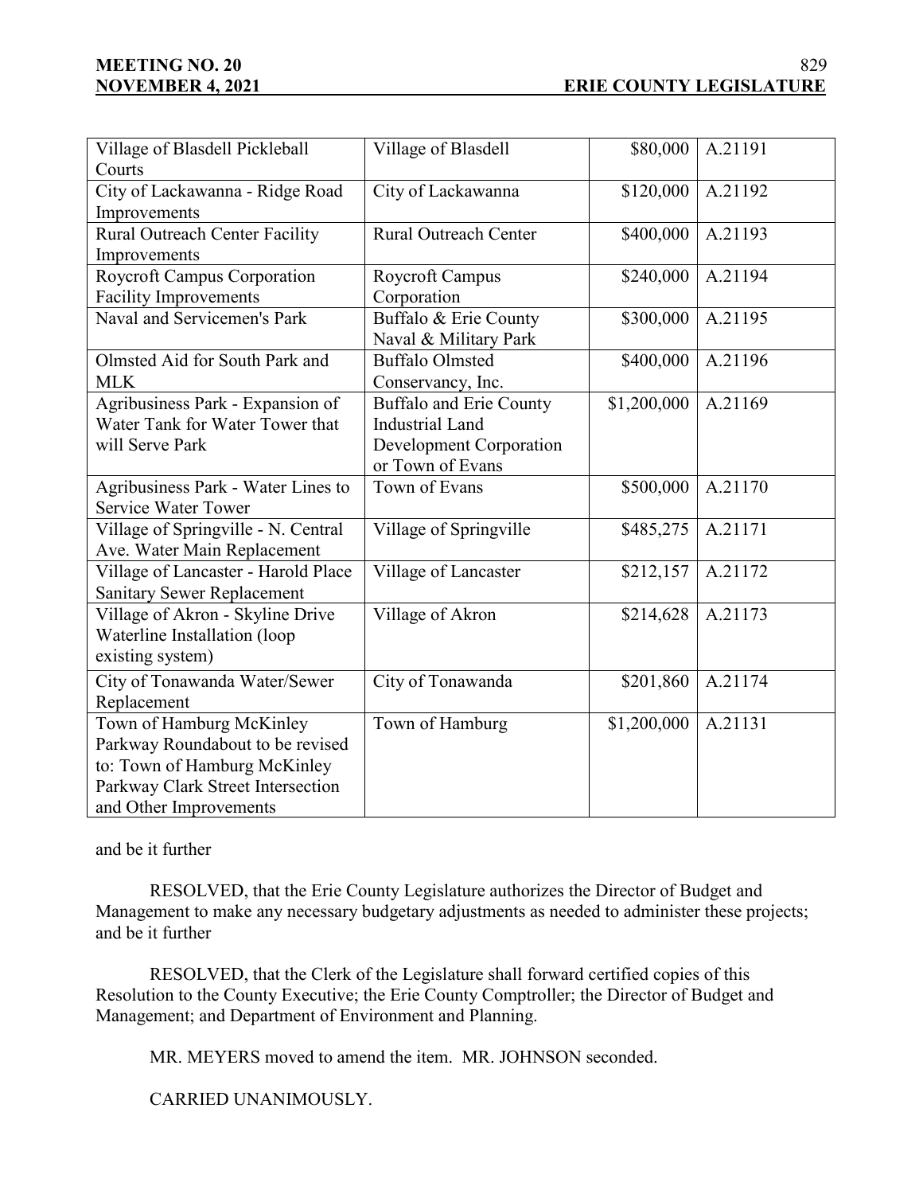| Village of Blasdell Pickleball Courts | Village of Blasdell | \$80,000 | A.21191 |
|---|---|---|---|
| City of Lackawanna - Ridge Road Improvements | City of Lackawanna | \$120,000 | A.21192 |
| Rural Outreach Center Facility Improvements | Rural Outreach Center | \$400,000 | A.21193 |
| Roycroft Campus Corporation Facility Improvements | Roycroft Campus Corporation | \$240,000 | A.21194 |
| Naval and Servicemen's Park | Buffalo & Erie County Naval & Military Park | \$300,000 | A.21195 |
| Olmsted Aid for South Park and MLK | Buffalo Olmsted Conservancy, Inc. | \$400,000 | A.21196 |
| Agribusiness Park - Expansion of Water Tank for Water Tower that will Serve Park | Buffalo and Erie County Industrial Land Development Corporation or Town of Evans | \$1,200,000 | A.21169 |
| Agribusiness Park - Water Lines to Service Water Tower | Town of Evans | \$500,000 | A.21170 |
| Village of Springville - N. Central Ave. Water Main Replacement | Village of Springville | \$485,275 | A.21171 |
| Village of Lancaster - Harold Place Sanitary Sewer Replacement | Village of Lancaster | \$212,157 | A.21172 |
| Village of Akron - Skyline Drive Waterline Installation (loop existing system) | Village of Akron | \$214,628 | A.21173 |
| City of Tonawanda Water/Sewer Replacement | City of Tonawanda | \$201,860 | A.21174 |
| Town of Hamburg McKinley Parkway Roundabout to be revised to: Town of Hamburg McKinley Parkway Clark Street Intersection and Other Improvements | Town of Hamburg | \$1,200,000 | A.21131 |

and be it further

RESOLVED, that the Erie County Legislature authorizes the Director of Budget and Management to make any necessary budgetary adjustments as needed to administer these projects; and be it further

RESOLVED, that the Clerk of the Legislature shall forward certified copies of this Resolution to the County Executive; the Erie County Comptroller; the Director of Budget and Management; and Department of Environment and Planning.

MR. MEYERS moved to amend the item. MR. JOHNSON seconded.

CARRIED UNANIMOUSLY.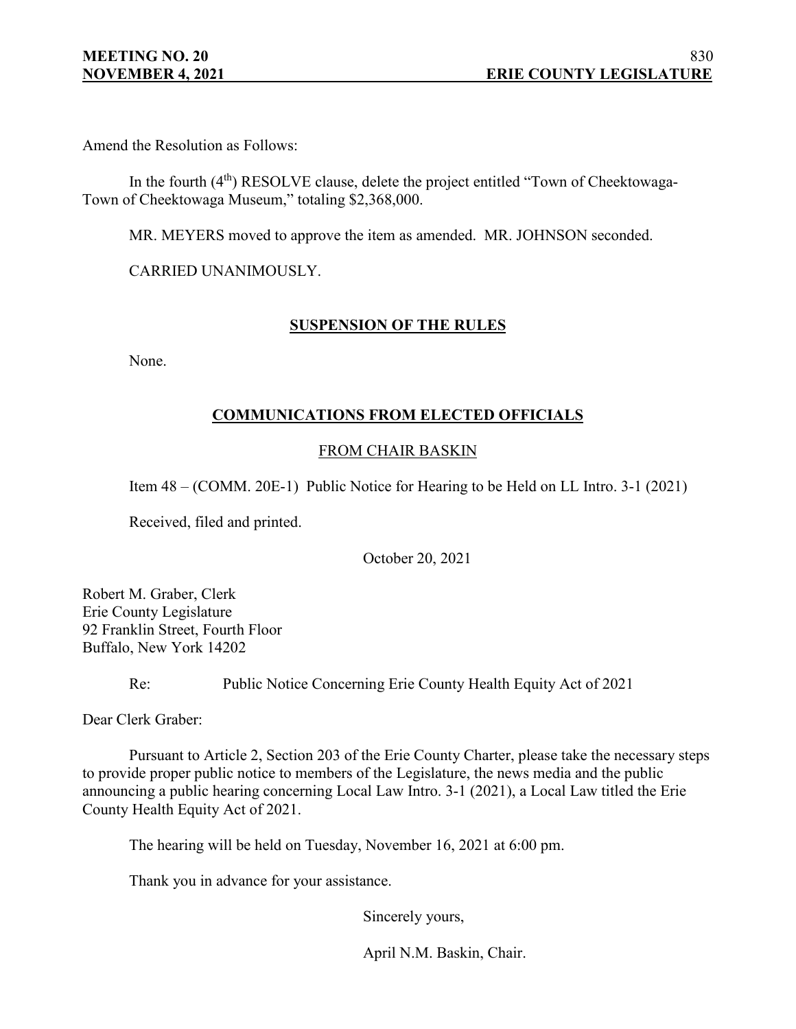Amend the Resolution as Follows:

In the fourth (4th) RESOLVE clause, delete the project entitled "Town of Cheektowaga-Town of Cheektowaga Museum," totaling $2,368,000.

MR. MEYERS moved to approve the item as amended. MR. JOHNSON seconded.

CARRIED UNANIMOUSLY.

## SUSPENSION OF THE RULES

None.

## COMMUNICATIONS FROM ELECTED OFFICIALS

### FROM CHAIR BASKIN

Item 48 – (COMM. 20E-1) Public Notice for Hearing to be Held on LL Intro. 3-1 (2021)

Received, filed and printed.

October 20, 2021

Robert M. Graber, Clerk
Erie County Legislature
92 Franklin Street, Fourth Floor
Buffalo, New York 14202

Re: Public Notice Concerning Erie County Health Equity Act of 2021

Dear Clerk Graber:

Pursuant to Article 2, Section 203 of the Erie County Charter, please take the necessary steps to provide proper public notice to members of the Legislature, the news media and the public announcing a public hearing concerning Local Law Intro. 3-1 (2021), a Local Law titled the Erie County Health Equity Act of 2021.

The hearing will be held on Tuesday, November 16, 2021 at 6:00 pm.

Thank you in advance for your assistance.

Sincerely yours,

April N.M. Baskin, Chair.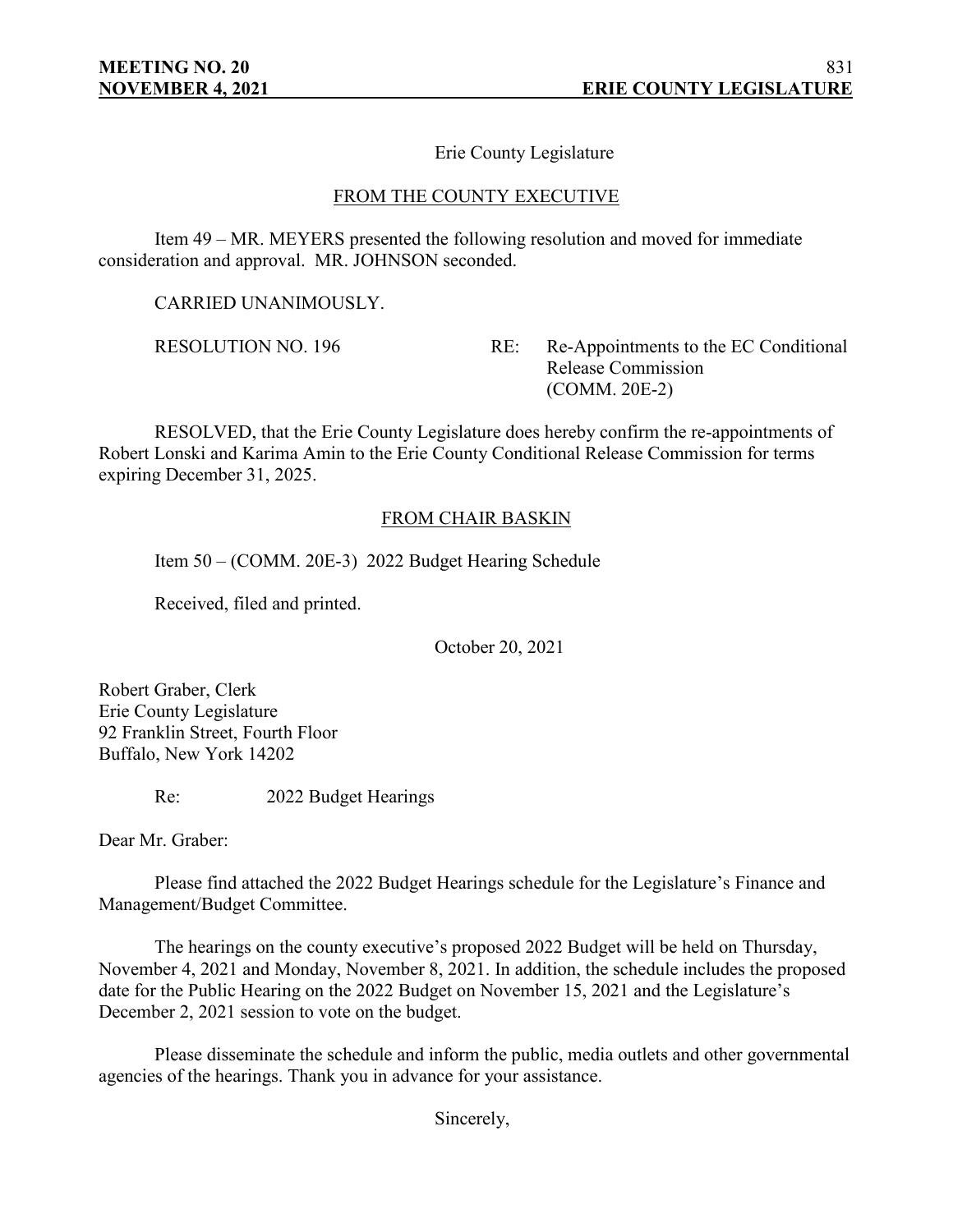Erie County Legislature

FROM THE COUNTY EXECUTIVE

Item 49 – MR. MEYERS presented the following resolution and moved for immediate consideration and approval. MR. JOHNSON seconded.

CARRIED UNANIMOUSLY.

RESOLUTION NO. 196 RE: Re-Appointments to the EC Conditional Release Commission (COMM. 20E-2)

RESOLVED, that the Erie County Legislature does hereby confirm the re-appointments of Robert Lonski and Karima Amin to the Erie County Conditional Release Commission for terms expiring December 31, 2025.

FROM CHAIR BASKIN

Item 50 – (COMM. 20E-3) 2022 Budget Hearing Schedule

Received, filed and printed.

October 20, 2021

Robert Graber, Clerk
Erie County Legislature
92 Franklin Street, Fourth Floor
Buffalo, New York 14202

Re: 2022 Budget Hearings

Dear Mr. Graber:

Please find attached the 2022 Budget Hearings schedule for the Legislature's Finance and Management/Budget Committee.

The hearings on the county executive's proposed 2022 Budget will be held on Thursday, November 4, 2021 and Monday, November 8, 2021. In addition, the schedule includes the proposed date for the Public Hearing on the 2022 Budget on November 15, 2021 and the Legislature's December 2, 2021 session to vote on the budget.

Please disseminate the schedule and inform the public, media outlets and other governmental agencies of the hearings. Thank you in advance for your assistance.

Sincerely,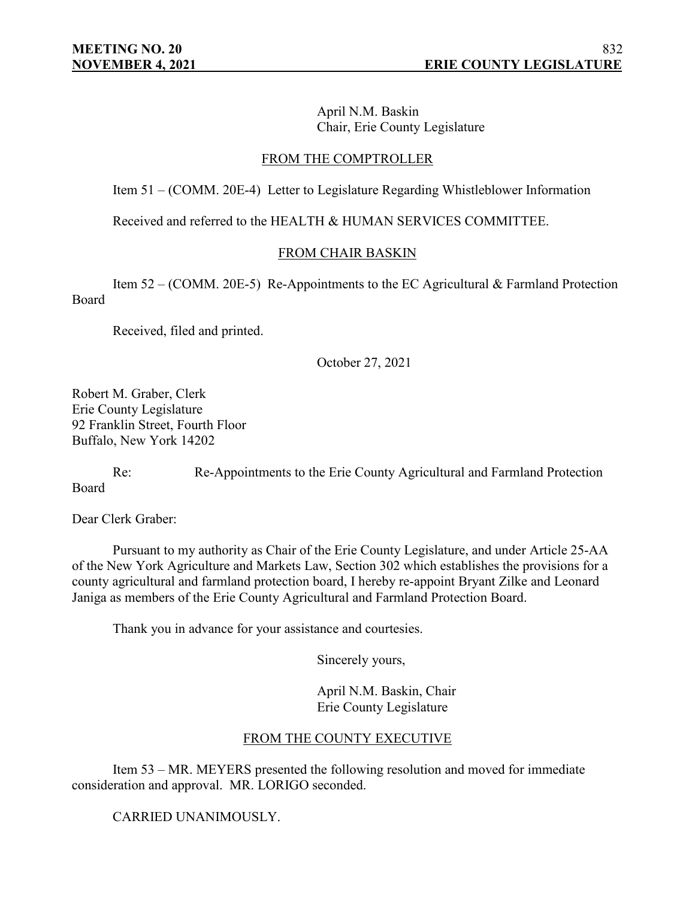April N.M. Baskin
Chair, Erie County Legislature

FROM THE COMPTROLLER

Item 51 – (COMM. 20E-4) Letter to Legislature Regarding Whistleblower Information

Received and referred to the HEALTH & HUMAN SERVICES COMMITTEE.

FROM CHAIR BASKIN

Item 52 – (COMM. 20E-5) Re-Appointments to the EC Agricultural & Farmland Protection Board

Received, filed and printed.

October 27, 2021

Robert M. Graber, Clerk
Erie County Legislature
92 Franklin Street, Fourth Floor
Buffalo, New York 14202

Re: Re-Appointments to the Erie County Agricultural and Farmland Protection Board

Dear Clerk Graber:

Pursuant to my authority as Chair of the Erie County Legislature, and under Article 25-AA of the New York Agriculture and Markets Law, Section 302 which establishes the provisions for a county agricultural and farmland protection board, I hereby re-appoint Bryant Zilke and Leonard Janiga as members of the Erie County Agricultural and Farmland Protection Board.

Thank you in advance for your assistance and courtesies.

Sincerely yours,

April N.M. Baskin, Chair
Erie County Legislature

FROM THE COUNTY EXECUTIVE

Item 53 – MR. MEYERS presented the following resolution and moved for immediate consideration and approval. MR. LORIGO seconded.

CARRIED UNANIMOUSLY.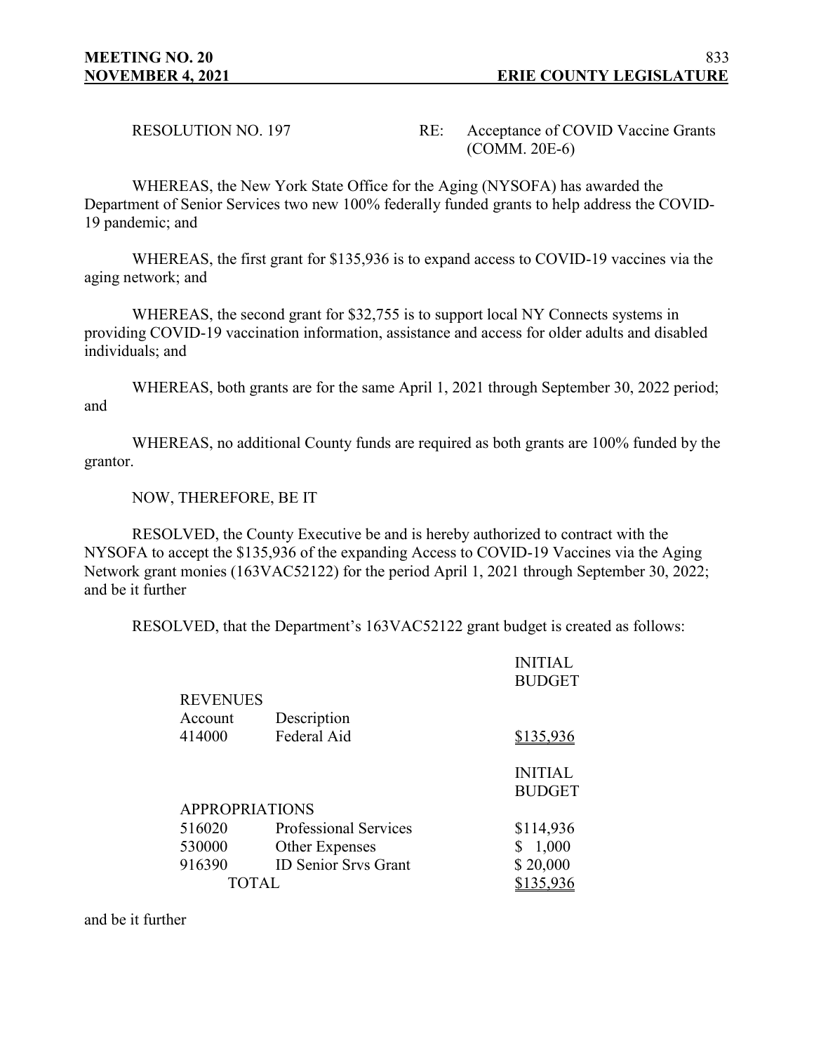RESOLUTION NO. 197 RE: Acceptance of COVID Vaccine Grants (COMM. 20E-6)

WHEREAS, the New York State Office for the Aging (NYSOFA) has awarded the Department of Senior Services two new 100% federally funded grants to help address the COVID-19 pandemic; and

WHEREAS, the first grant for $135,936 is to expand access to COVID-19 vaccines via the aging network; and

WHEREAS, the second grant for $32,755 is to support local NY Connects systems in providing COVID-19 vaccination information, assistance and access for older adults and disabled individuals; and

WHEREAS, both grants are for the same April 1, 2021 through September 30, 2022 period; and

WHEREAS, no additional County funds are required as both grants are 100% funded by the grantor.

NOW, THEREFORE, BE IT

RESOLVED, the County Executive be and is hereby authorized to contract with the NYSOFA to accept the $135,936 of the expanding Access to COVID-19 Vaccines via the Aging Network grant monies (163VAC52122) for the period April 1, 2021 through September 30, 2022; and be it further

RESOLVED, that the Department's 163VAC52122 grant budget is created as follows:

| REVENUES | | INITIAL BUDGET |
|---|---|---|
| Account | Description | |
| 414000 | Federal Aid | $135,936 |

| APPROPRIATIONS | | INITIAL BUDGET |
|---|---|---|
| 516020 | Professional Services | $114,936 |
| 530000 | Other Expenses | $ 1,000 |
| 916390 | ID Senior Srvs Grant | $ 20,000 |
| TOTAL | | $135,936 |

and be it further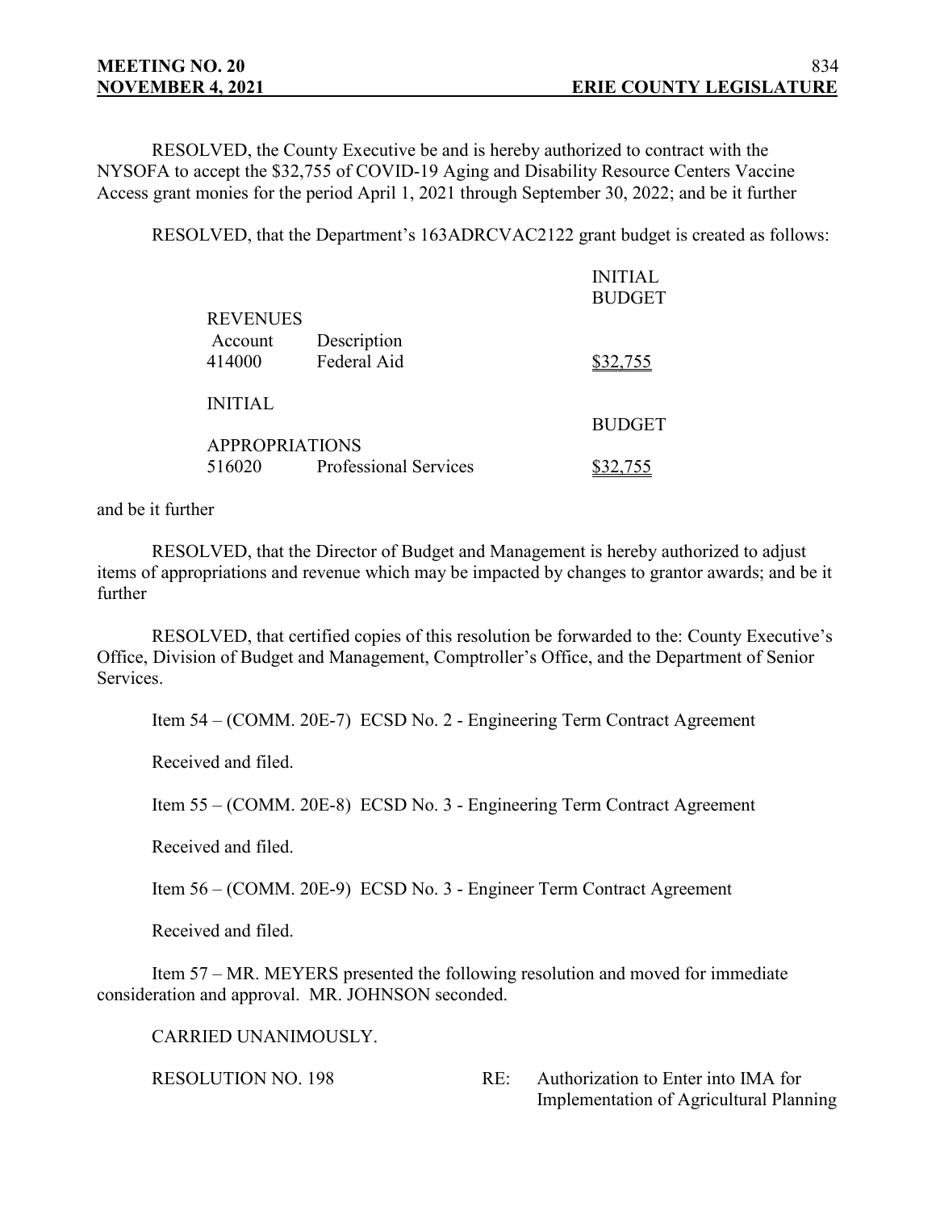RESOLVED, the County Executive be and is hereby authorized to contract with the NYSOFA to accept the $32,755 of COVID-19 Aging and Disability Resource Centers Vaccine Access grant monies for the period April 1, 2021 through September 30, 2022; and be it further

RESOLVED, that the Department's 163ADRCVAC2122 grant budget is created as follows:

| | | INITIAL BUDGET |
|---|---|---|
| **REVENUES** | | |
| Account | Description | |
| 414000 | Federal Aid | $32,755 |

| | | INITIAL BUDGET |
|---|---|---|
| **APPROPRIATIONS** | | |
| 516020 | Professional Services | $32,755 |

and be it further

RESOLVED, that the Director of Budget and Management is hereby authorized to adjust items of appropriations and revenue which may be impacted by changes to grantor awards; and be it further

RESOLVED, that certified copies of this resolution be forwarded to the: County Executive's Office, Division of Budget and Management, Comptroller's Office, and the Department of Senior Services.

Item 54 – (COMM. 20E-7) ECSD No. 2 - Engineering Term Contract Agreement

Received and filed.

Item 55 – (COMM. 20E-8) ECSD No. 3 - Engineering Term Contract Agreement

Received and filed.

Item 56 – (COMM. 20E-9) ECSD No. 3 - Engineer Term Contract Agreement

Received and filed.

Item 57 – MR. MEYERS presented the following resolution and moved for immediate consideration and approval. MR. JOHNSON seconded.

CARRIED UNANIMOUSLY.

RESOLUTION NO. 198 RE: Authorization to Enter into IMA for Implementation of Agricultural Planning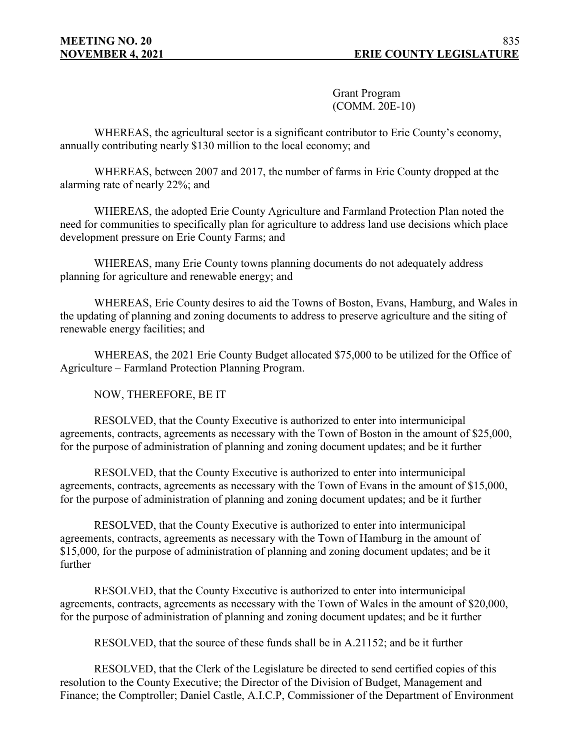Grant Program
(COMM. 20E-10)

WHEREAS, the agricultural sector is a significant contributor to Erie County's economy, annually contributing nearly $130 million to the local economy; and

WHEREAS, between 2007 and 2017, the number of farms in Erie County dropped at the alarming rate of nearly 22%; and

WHEREAS, the adopted Erie County Agriculture and Farmland Protection Plan noted the need for communities to specifically plan for agriculture to address land use decisions which place development pressure on Erie County Farms; and

WHEREAS, many Erie County towns planning documents do not adequately address planning for agriculture and renewable energy; and

WHEREAS, Erie County desires to aid the Towns of Boston, Evans, Hamburg, and Wales in the updating of planning and zoning documents to address to preserve agriculture and the siting of renewable energy facilities; and

WHEREAS, the 2021 Erie County Budget allocated $75,000 to be utilized for the Office of Agriculture – Farmland Protection Planning Program.

NOW, THEREFORE, BE IT

RESOLVED, that the County Executive is authorized to enter into intermunicipal agreements, contracts, agreements as necessary with the Town of Boston in the amount of $25,000, for the purpose of administration of planning and zoning document updates; and be it further

RESOLVED, that the County Executive is authorized to enter into intermunicipal agreements, contracts, agreements as necessary with the Town of Evans in the amount of $15,000, for the purpose of administration of planning and zoning document updates; and be it further

RESOLVED, that the County Executive is authorized to enter into intermunicipal agreements, contracts, agreements as necessary with the Town of Hamburg in the amount of $15,000, for the purpose of administration of planning and zoning document updates; and be it further

RESOLVED, that the County Executive is authorized to enter into intermunicipal agreements, contracts, agreements as necessary with the Town of Wales in the amount of $20,000, for the purpose of administration of planning and zoning document updates; and be it further

RESOLVED, that the source of these funds shall be in A.21152; and be it further

RESOLVED, that the Clerk of the Legislature be directed to send certified copies of this resolution to the County Executive; the Director of the Division of Budget, Management and Finance; the Comptroller; Daniel Castle, A.I.C.P, Commissioner of the Department of Environment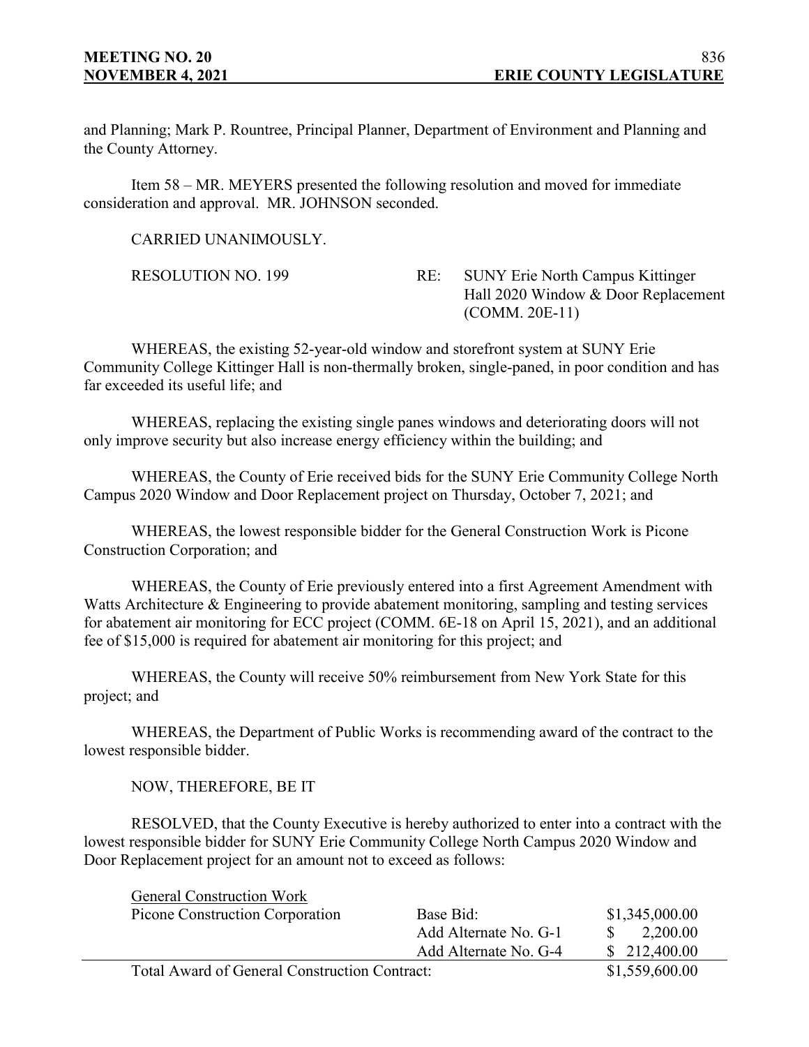and Planning; Mark P. Rountree, Principal Planner, Department of Environment and Planning and the County Attorney.

Item 58 – MR. MEYERS presented the following resolution and moved for immediate consideration and approval. MR. JOHNSON seconded.

CARRIED UNANIMOUSLY.

RESOLUTION NO. 199 RE: SUNY Erie North Campus Kittinger Hall 2020 Window & Door Replacement (COMM. 20E-11)

WHEREAS, the existing 52-year-old window and storefront system at SUNY Erie Community College Kittinger Hall is non-thermally broken, single-paned, in poor condition and has far exceeded its useful life; and

WHEREAS, replacing the existing single panes windows and deteriorating doors will not only improve security but also increase energy efficiency within the building; and

WHEREAS, the County of Erie received bids for the SUNY Erie Community College North Campus 2020 Window and Door Replacement project on Thursday, October 7, 2021; and

WHEREAS, the lowest responsible bidder for the General Construction Work is Picone Construction Corporation; and

WHEREAS, the County of Erie previously entered into a first Agreement Amendment with Watts Architecture & Engineering to provide abatement monitoring, sampling and testing services for abatement air monitoring for ECC project (COMM. 6E-18 on April 15, 2021), and an additional fee of $15,000 is required for abatement air monitoring for this project; and

WHEREAS, the County will receive 50% reimbursement from New York State for this project; and

WHEREAS, the Department of Public Works is recommending award of the contract to the lowest responsible bidder.

NOW, THEREFORE, BE IT

RESOLVED, that the County Executive is hereby authorized to enter into a contract with the lowest responsible bidder for SUNY Erie Community College North Campus 2020 Window and Door Replacement project for an amount not to exceed as follows:

| General Construction Work | | |
|---|---|---|
| Picone Construction Corporation | Base Bid: | $1,345,000.00 |
| | Add Alternate No. G-1 | $ 2,200.00 |
| | Add Alternate No. G-4 | $ 212,400.00 |
| Total Award of General Construction Contract: | | $1,559,600.00 |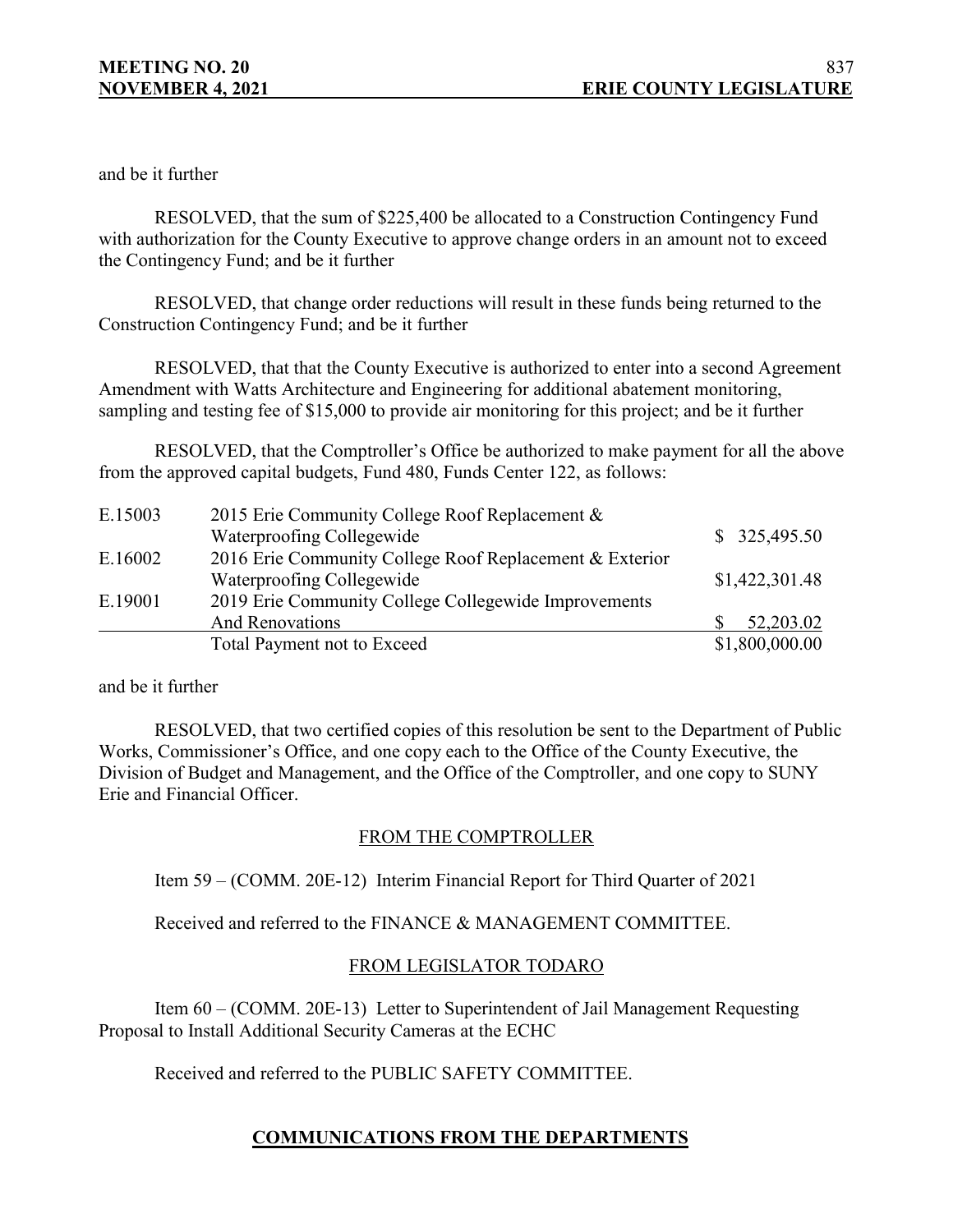and be it further

RESOLVED, that the sum of $225,400 be allocated to a Construction Contingency Fund with authorization for the County Executive to approve change orders in an amount not to exceed the Contingency Fund; and be it further

RESOLVED, that change order reductions will result in these funds being returned to the Construction Contingency Fund; and be it further

RESOLVED, that that the County Executive is authorized to enter into a second Agreement Amendment with Watts Architecture and Engineering for additional abatement monitoring, sampling and testing fee of $15,000 to provide air monitoring for this project; and be it further

RESOLVED, that the Comptroller's Office be authorized to make payment for all the above from the approved capital budgets, Fund 480, Funds Center 122, as follows:

| | | |
|---|---|---|
| E.15003 | 2015 Erie Community College Roof Replacement & Waterproofing Collegewide | $ 325,495.50 |
| E.16002 | 2016 Erie Community College Roof Replacement & Exterior Waterproofing Collegewide | $1,422,301.48 |
| E.19001 | 2019 Erie Community College Collegewide Improvements And Renovations | $ 52,203.02 |
| | Total Payment not to Exceed | $1,800,000.00 |

and be it further

RESOLVED, that two certified copies of this resolution be sent to the Department of Public Works, Commissioner's Office, and one copy each to the Office of the County Executive, the Division of Budget and Management, and the Office of the Comptroller, and one copy to SUNY Erie and Financial Officer.

FROM THE COMPTROLLER

Item 59 – (COMM. 20E-12) Interim Financial Report for Third Quarter of 2021

Received and referred to the FINANCE & MANAGEMENT COMMITTEE.

FROM LEGISLATOR TODARO

Item 60 – (COMM. 20E-13) Letter to Superintendent of Jail Management Requesting Proposal to Install Additional Security Cameras at the ECHC

Received and referred to the PUBLIC SAFETY COMMITTEE.

## COMMUNICATIONS FROM THE DEPARTMENTS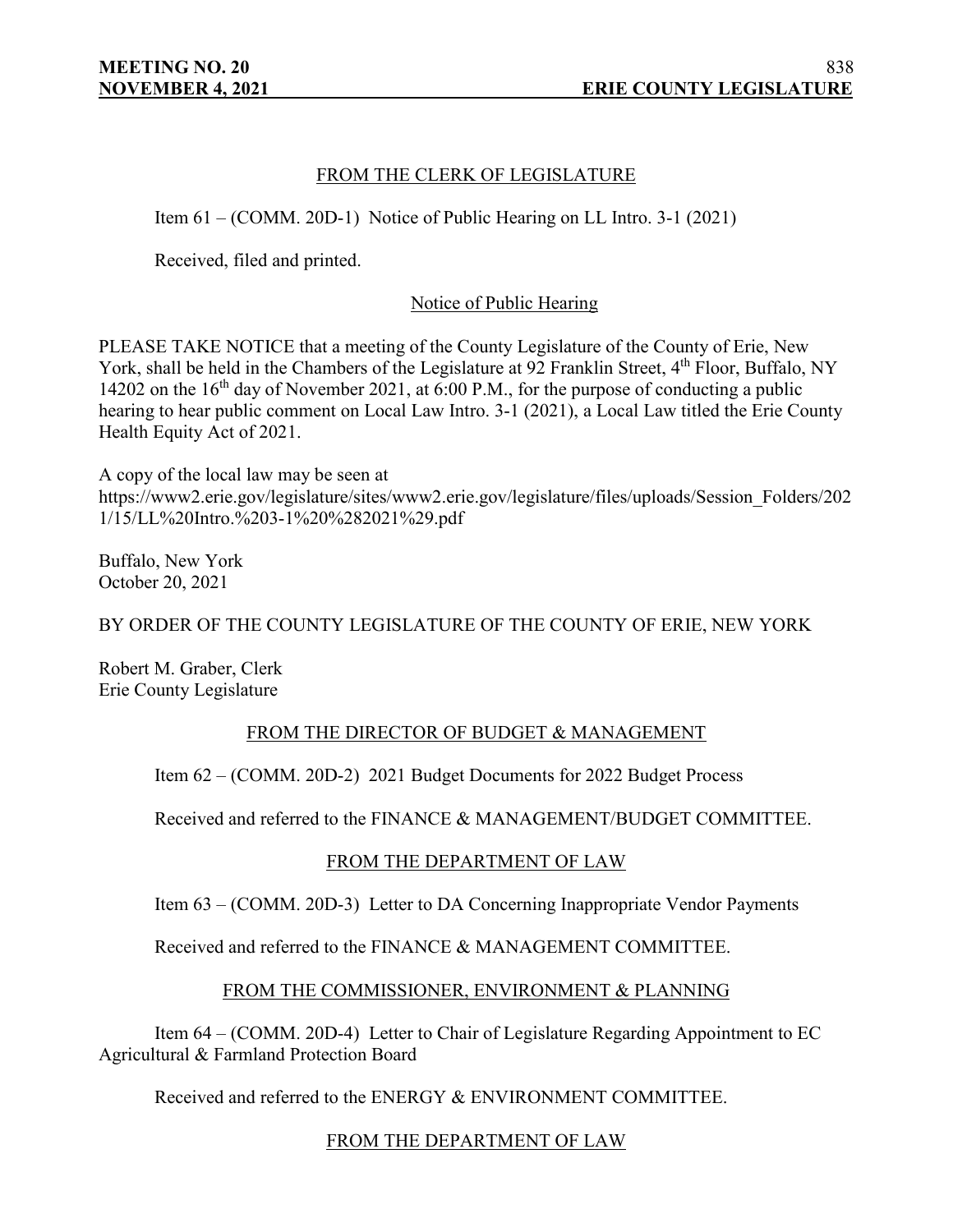FROM THE CLERK OF LEGISLATURE

Item 61 – (COMM. 20D-1) Notice of Public Hearing on LL Intro. 3-1 (2021)

Received, filed and printed.

Notice of Public Hearing

PLEASE TAKE NOTICE that a meeting of the County Legislature of the County of Erie, New York, shall be held in the Chambers of the Legislature at 92 Franklin Street, 4th Floor, Buffalo, NY 14202 on the 16th day of November 2021, at 6:00 P.M., for the purpose of conducting a public hearing to hear public comment on Local Law Intro. 3-1 (2021), a Local Law titled the Erie County Health Equity Act of 2021.

A copy of the local law may be seen at https://www2.erie.gov/legislature/sites/www2.erie.gov/legislature/files/uploads/Session_Folders/2021/15/LL%20Intro.%203-1%20%282021%29.pdf

Buffalo, New York
October 20, 2021

BY ORDER OF THE COUNTY LEGISLATURE OF THE COUNTY OF ERIE, NEW YORK

Robert M. Graber, Clerk
Erie County Legislature

FROM THE DIRECTOR OF BUDGET & MANAGEMENT

Item 62 – (COMM. 20D-2) 2021 Budget Documents for 2022 Budget Process

Received and referred to the FINANCE & MANAGEMENT/BUDGET COMMITTEE.

FROM THE DEPARTMENT OF LAW

Item 63 – (COMM. 20D-3) Letter to DA Concerning Inappropriate Vendor Payments

Received and referred to the FINANCE & MANAGEMENT COMMITTEE.

FROM THE COMMISSIONER, ENVIRONMENT & PLANNING

Item 64 – (COMM. 20D-4) Letter to Chair of Legislature Regarding Appointment to EC Agricultural & Farmland Protection Board

Received and referred to the ENERGY & ENVIRONMENT COMMITTEE.

FROM THE DEPARTMENT OF LAW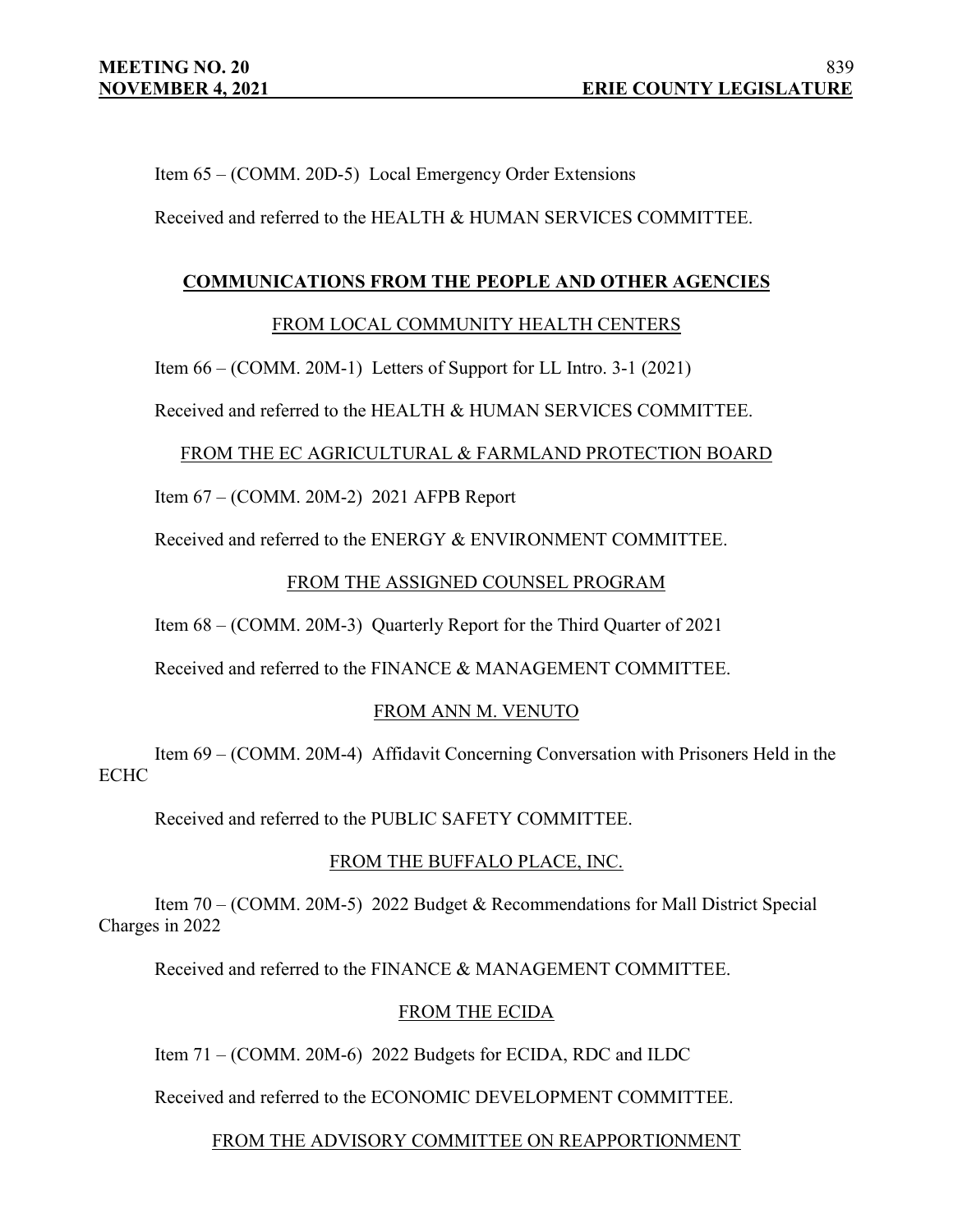Item 65 – (COMM. 20D-5) Local Emergency Order Extensions

Received and referred to the HEALTH & HUMAN SERVICES COMMITTEE.

## COMMUNICATIONS FROM THE PEOPLE AND OTHER AGENCIES

FROM LOCAL COMMUNITY HEALTH CENTERS

Item 66 – (COMM. 20M-1) Letters of Support for LL Intro. 3-1 (2021)

Received and referred to the HEALTH & HUMAN SERVICES COMMITTEE.

FROM THE EC AGRICULTURAL & FARMLAND PROTECTION BOARD

Item 67 – (COMM. 20M-2) 2021 AFPB Report

Received and referred to the ENERGY & ENVIRONMENT COMMITTEE.

FROM THE ASSIGNED COUNSEL PROGRAM

Item 68 – (COMM. 20M-3) Quarterly Report for the Third Quarter of 2021

Received and referred to the FINANCE & MANAGEMENT COMMITTEE.

FROM ANN M. VENUTO

Item 69 – (COMM. 20M-4) Affidavit Concerning Conversation with Prisoners Held in the ECHC

Received and referred to the PUBLIC SAFETY COMMITTEE.

FROM THE BUFFALO PLACE, INC.

Item 70 – (COMM. 20M-5) 2022 Budget & Recommendations for Mall District Special Charges in 2022

Received and referred to the FINANCE & MANAGEMENT COMMITTEE.

FROM THE ECIDA

Item 71 – (COMM. 20M-6) 2022 Budgets for ECIDA, RDC and ILDC

Received and referred to the ECONOMIC DEVELOPMENT COMMITTEE.

FROM THE ADVISORY COMMITTEE ON REAPPORTIONMENT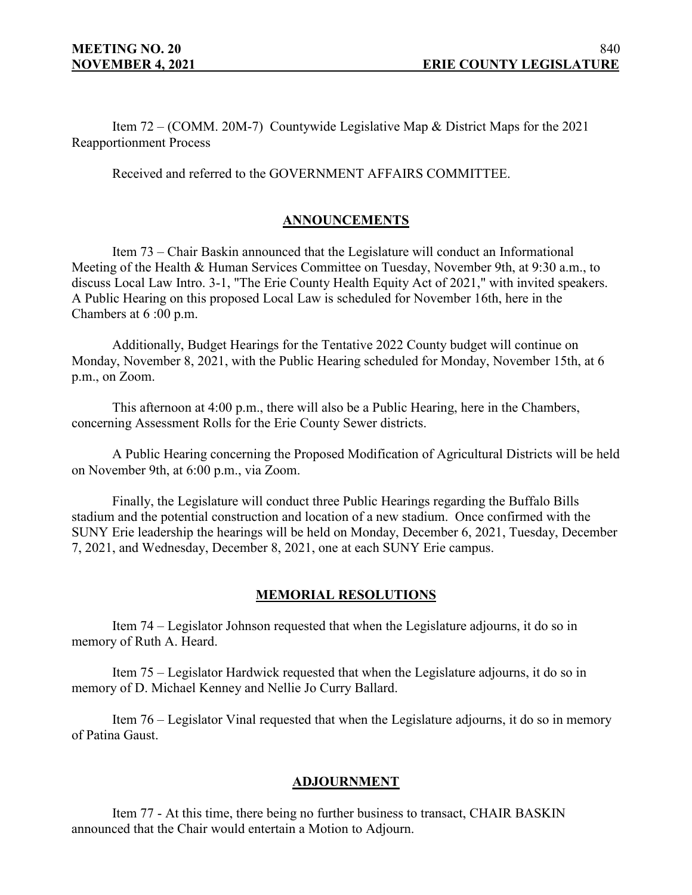Item 72 – (COMM. 20M-7) Countywide Legislative Map & District Maps for the 2021 Reapportionment Process

Received and referred to the GOVERNMENT AFFAIRS COMMITTEE.

## ANNOUNCEMENTS

Item 73 – Chair Baskin announced that the Legislature will conduct an Informational Meeting of the Health & Human Services Committee on Tuesday, November 9th, at 9:30 a.m., to discuss Local Law Intro. 3-1, "The Erie County Health Equity Act of 2021," with invited speakers. A Public Hearing on this proposed Local Law is scheduled for November 16th, here in the Chambers at 6 :00 p.m.

Additionally, Budget Hearings for the Tentative 2022 County budget will continue on Monday, November 8, 2021, with the Public Hearing scheduled for Monday, November 15th, at 6 p.m., on Zoom.

This afternoon at 4:00 p.m., there will also be a Public Hearing, here in the Chambers, concerning Assessment Rolls for the Erie County Sewer districts.

A Public Hearing concerning the Proposed Modification of Agricultural Districts will be held on November 9th, at 6:00 p.m., via Zoom.

Finally, the Legislature will conduct three Public Hearings regarding the Buffalo Bills stadium and the potential construction and location of a new stadium. Once confirmed with the SUNY Erie leadership the hearings will be held on Monday, December 6, 2021, Tuesday, December 7, 2021, and Wednesday, December 8, 2021, one at each SUNY Erie campus.

## MEMORIAL RESOLUTIONS

Item 74 – Legislator Johnson requested that when the Legislature adjourns, it do so in memory of Ruth A. Heard.

Item 75 – Legislator Hardwick requested that when the Legislature adjourns, it do so in memory of D. Michael Kenney and Nellie Jo Curry Ballard.

Item 76 – Legislator Vinal requested that when the Legislature adjourns, it do so in memory of Patina Gaust.

## ADJOURNMENT

Item 77 - At this time, there being no further business to transact, CHAIR BASKIN announced that the Chair would entertain a Motion to Adjourn.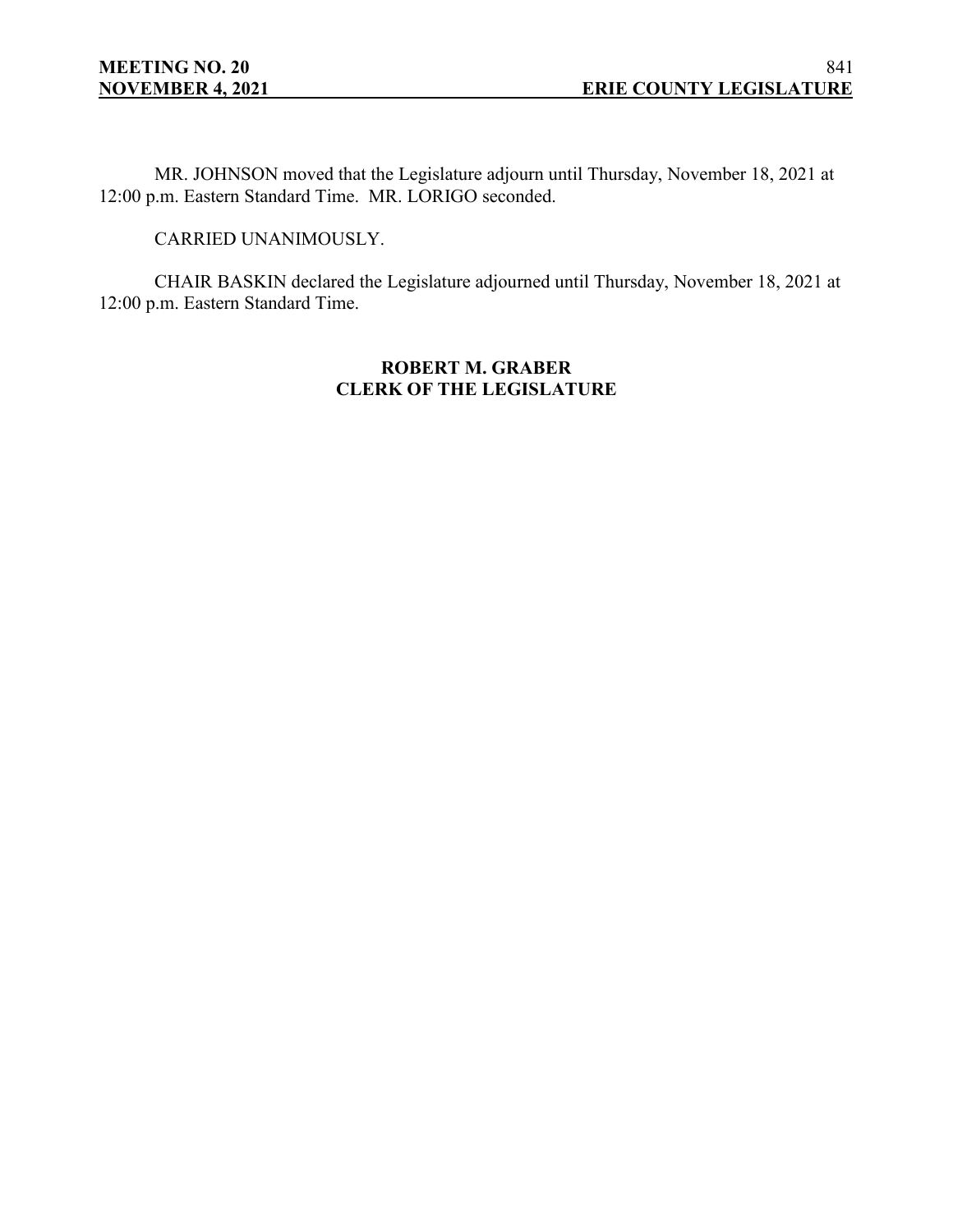MR. JOHNSON moved that the Legislature adjourn until Thursday, November 18, 2021 at 12:00 p.m. Eastern Standard Time. MR. LORIGO seconded.

CARRIED UNANIMOUSLY.

CHAIR BASKIN declared the Legislature adjourned until Thursday, November 18, 2021 at 12:00 p.m. Eastern Standard Time.

**ROBERT M. GRABER**
**CLERK OF THE LEGISLATURE**